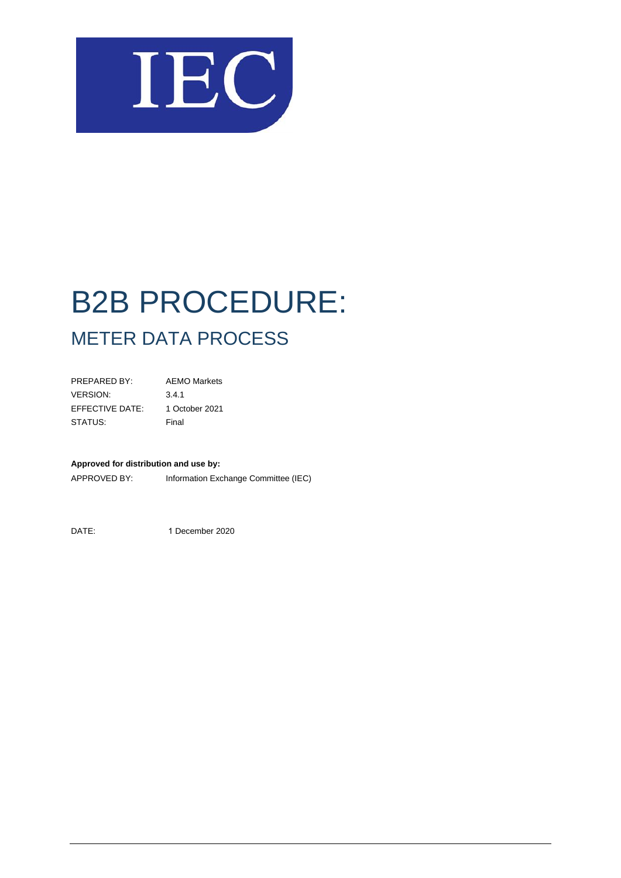IEC

# B2B PROCEDURE:

## METER DATA PROCESS

| | |
|---|---|
| PREPARED BY: | AEMO Markets |
| VERSION: | 3.4.1 |
| EFFECTIVE DATE: | 1 October 2021 |
| STATUS: | Final |

**Approved for distribution and use by:**

APPROVED BY: Information Exchange Committee (IEC)

DATE: 1 December 2020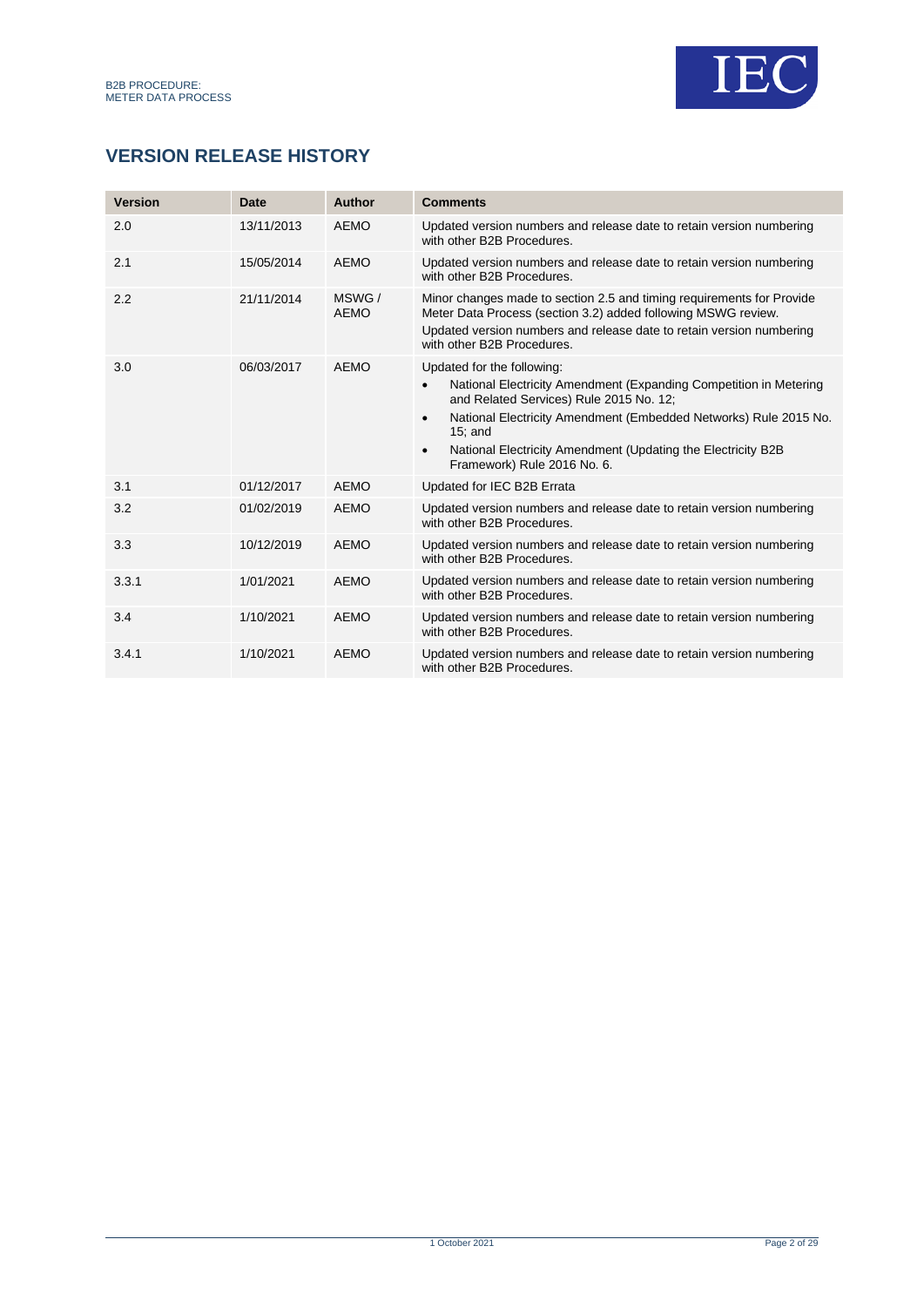## VERSION RELEASE HISTORY

| Version | Date | Author | Comments |
|---|---|---|---|
| 2.0 | 13/11/2013 | AEMO | Updated version numbers and release date to retain version numbering with other B2B Procedures. |
| 2.1 | 15/05/2014 | AEMO | Updated version numbers and release date to retain version numbering with other B2B Procedures. |
| 2.2 | 21/11/2014 | MSWG / AEMO | Minor changes made to section 2.5 and timing requirements for Provide Meter Data Process (section 3.2) added following MSWG review. Updated version numbers and release date to retain version numbering with other B2B Procedures. |
| 3.0 | 06/03/2017 | AEMO | Updated for the following: • National Electricity Amendment (Expanding Competition in Metering and Related Services) Rule 2015 No. 12; • National Electricity Amendment (Embedded Networks) Rule 2015 No. 15; and • National Electricity Amendment (Updating the Electricity B2B Framework) Rule 2016 No. 6. |
| 3.1 | 01/12/2017 | AEMO | Updated for IEC B2B Errata |
| 3.2 | 01/02/2019 | AEMO | Updated version numbers and release date to retain version numbering with other B2B Procedures. |
| 3.3 | 10/12/2019 | AEMO | Updated version numbers and release date to retain version numbering with other B2B Procedures. |
| 3.3.1 | 1/01/2021 | AEMO | Updated version numbers and release date to retain version numbering with other B2B Procedures. |
| 3.4 | 1/10/2021 | AEMO | Updated version numbers and release date to retain version numbering with other B2B Procedures. |
| 3.4.1 | 1/10/2021 | AEMO | Updated version numbers and release date to retain version numbering with other B2B Procedures. |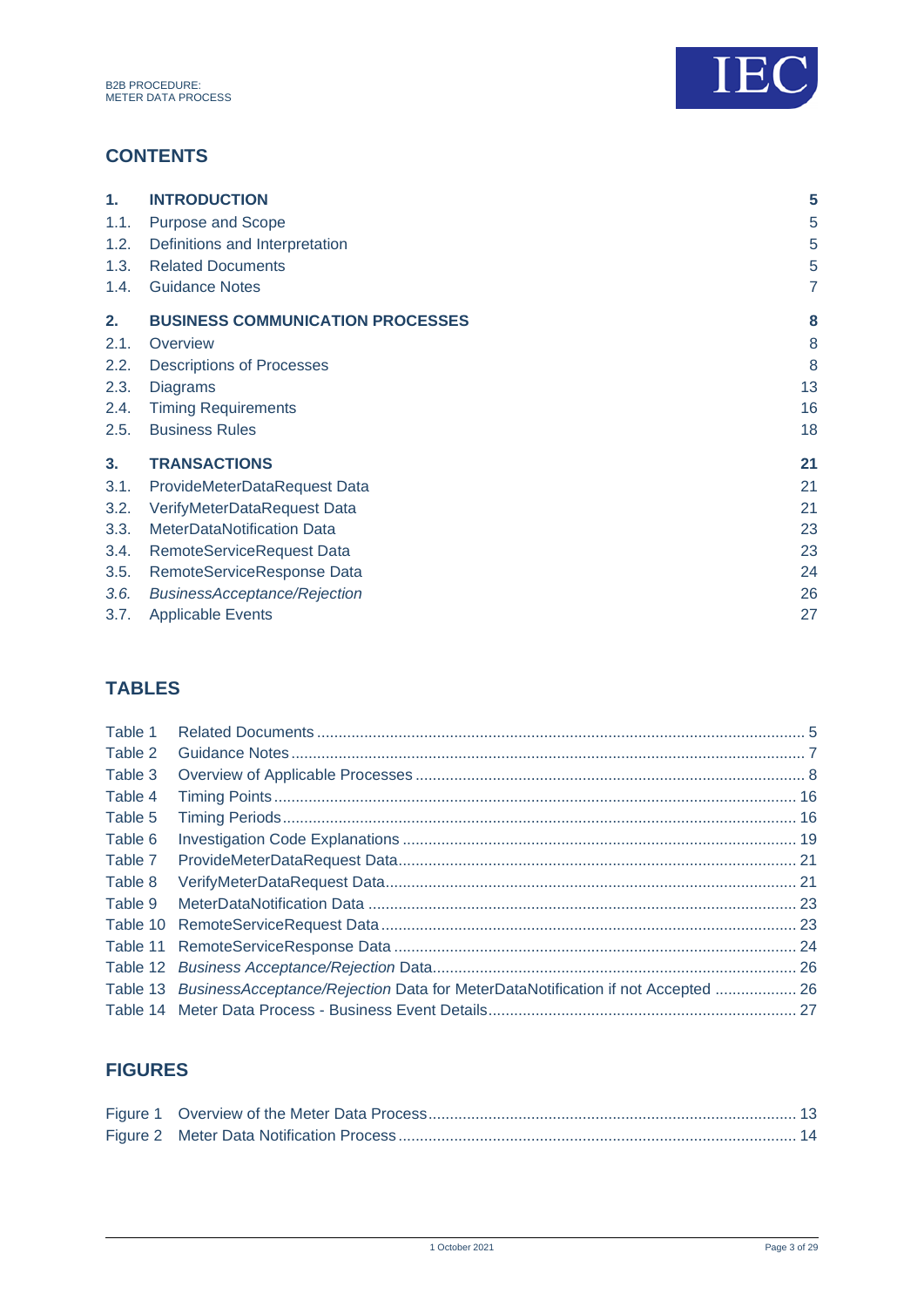## CONTENTS

| | | |
|---|---|---|
| **1.** | **INTRODUCTION** | **5** |
| 1.1. | Purpose and Scope | 5 |
| 1.2. | Definitions and Interpretation | 5 |
| 1.3. | Related Documents | 5 |
| 1.4. | Guidance Notes | 7 |
| **2.** | **BUSINESS COMMUNICATION PROCESSES** | **8** |
| 2.1. | Overview | 8 |
| 2.2. | Descriptions of Processes | 8 |
| 2.3. | Diagrams | 13 |
| 2.4. | Timing Requirements | 16 |
| 2.5. | Business Rules | 18 |
| **3.** | **TRANSACTIONS** | **21** |
| 3.1. | ProvideMeterDataRequest Data | 21 |
| 3.2. | VerifyMeterDataRequest Data | 21 |
| 3.3. | MeterDataNotification Data | 23 |
| 3.4. | RemoteServiceRequest Data | 23 |
| 3.5. | RemoteServiceResponse Data | 24 |
| *3.6.* | *BusinessAcceptance/Rejection* | 26 |
| 3.7. | Applicable Events | 27 |

## TABLES

| | | |
|---|---|---|
| Table 1 | Related Documents | 5 |
| Table 2 | Guidance Notes | 7 |
| Table 3 | Overview of Applicable Processes | 8 |
| Table 4 | Timing Points | 16 |
| Table 5 | Timing Periods | 16 |
| Table 6 | Investigation Code Explanations | 19 |
| Table 7 | ProvideMeterDataRequest Data | 21 |
| Table 8 | VerifyMeterDataRequest Data | 21 |
| Table 9 | MeterDataNotification Data | 23 |
| Table 10 | RemoteServiceRequest Data | 23 |
| Table 11 | RemoteServiceResponse Data | 24 |
| Table 12 | *Business Acceptance/Rejection* Data | 26 |
| Table 13 | *BusinessAcceptance/Rejection* Data for MeterDataNotification if not Accepted | 26 |
| Table 14 | Meter Data Process - Business Event Details | 27 |

## FIGURES

| | | |
|---|---|---|
| Figure 1 | Overview of the Meter Data Process | 13 |
| Figure 2 | Meter Data Notification Process | 14 |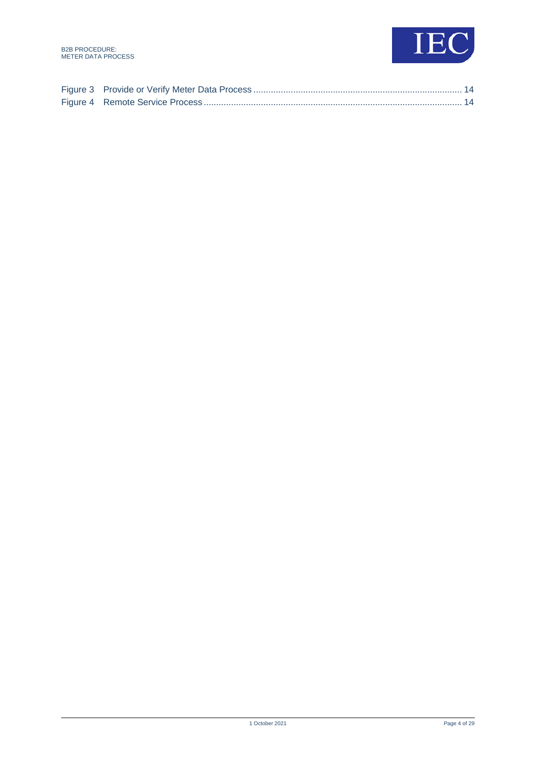Figure 3 Provide or Verify Meter Data Process ................................................................................... 14

Figure 4 Remote Service Process ....................................................................................................... 14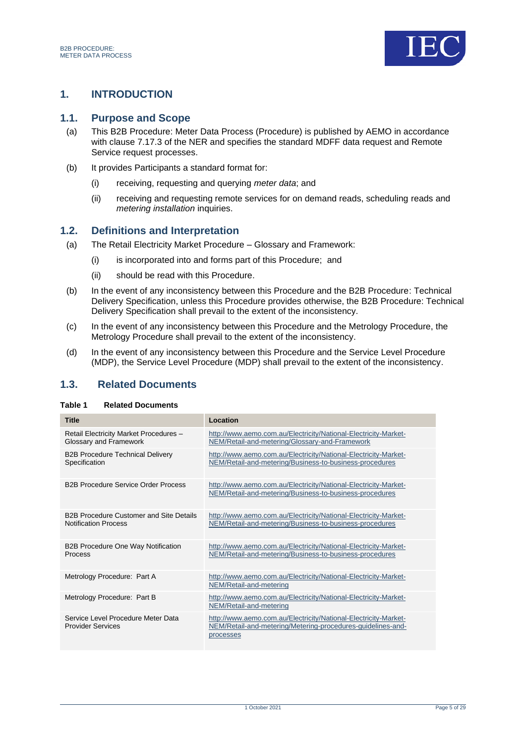# 1. INTRODUCTION

## 1.1. Purpose and Scope

(a) This B2B Procedure: Meter Data Process (Procedure) is published by AEMO in accordance with clause 7.17.3 of the NER and specifies the standard MDFF data request and Remote Service request processes.

(b) It provides Participants a standard format for:

(i) receiving, requesting and querying *meter data*; and

(ii) receiving and requesting remote services for on demand reads, scheduling reads and *metering installation* inquiries.

## 1.2. Definitions and Interpretation

(a) The Retail Electricity Market Procedure – Glossary and Framework:

(i) is incorporated into and forms part of this Procedure; and

(ii) should be read with this Procedure.

(b) In the event of any inconsistency between this Procedure and the B2B Procedure: Technical Delivery Specification, unless this Procedure provides otherwise, the B2B Procedure: Technical Delivery Specification shall prevail to the extent of the inconsistency.

(c) In the event of any inconsistency between this Procedure and the Metrology Procedure, the Metrology Procedure shall prevail to the extent of the inconsistency.

(d) In the event of any inconsistency between this Procedure and the Service Level Procedure (MDP), the Service Level Procedure (MDP) shall prevail to the extent of the inconsistency.

## 1.3. Related Documents

**Table 1 Related Documents**

| Title | Location |
|---|---|
| Retail Electricity Market Procedures – Glossary and Framework | http://www.aemo.com.au/Electricity/National-Electricity-Market-NEM/Retail-and-metering/Glossary-and-Framework |
| B2B Procedure Technical Delivery Specification | http://www.aemo.com.au/Electricity/National-Electricity-Market-NEM/Retail-and-metering/Business-to-business-procedures |
| B2B Procedure Service Order Process | http://www.aemo.com.au/Electricity/National-Electricity-Market-NEM/Retail-and-metering/Business-to-business-procedures |
| B2B Procedure Customer and Site Details Notification Process | http://www.aemo.com.au/Electricity/National-Electricity-Market-NEM/Retail-and-metering/Business-to-business-procedures |
| B2B Procedure One Way Notification Process | http://www.aemo.com.au/Electricity/National-Electricity-Market-NEM/Retail-and-metering/Business-to-business-procedures |
| Metrology Procedure: Part A | http://www.aemo.com.au/Electricity/National-Electricity-Market-NEM/Retail-and-metering |
| Metrology Procedure: Part B | http://www.aemo.com.au/Electricity/National-Electricity-Market-NEM/Retail-and-metering |
| Service Level Procedure Meter Data Provider Services | http://www.aemo.com.au/Electricity/National-Electricity-Market-NEM/Retail-and-metering/Metering-procedures-guidelines-and-processes |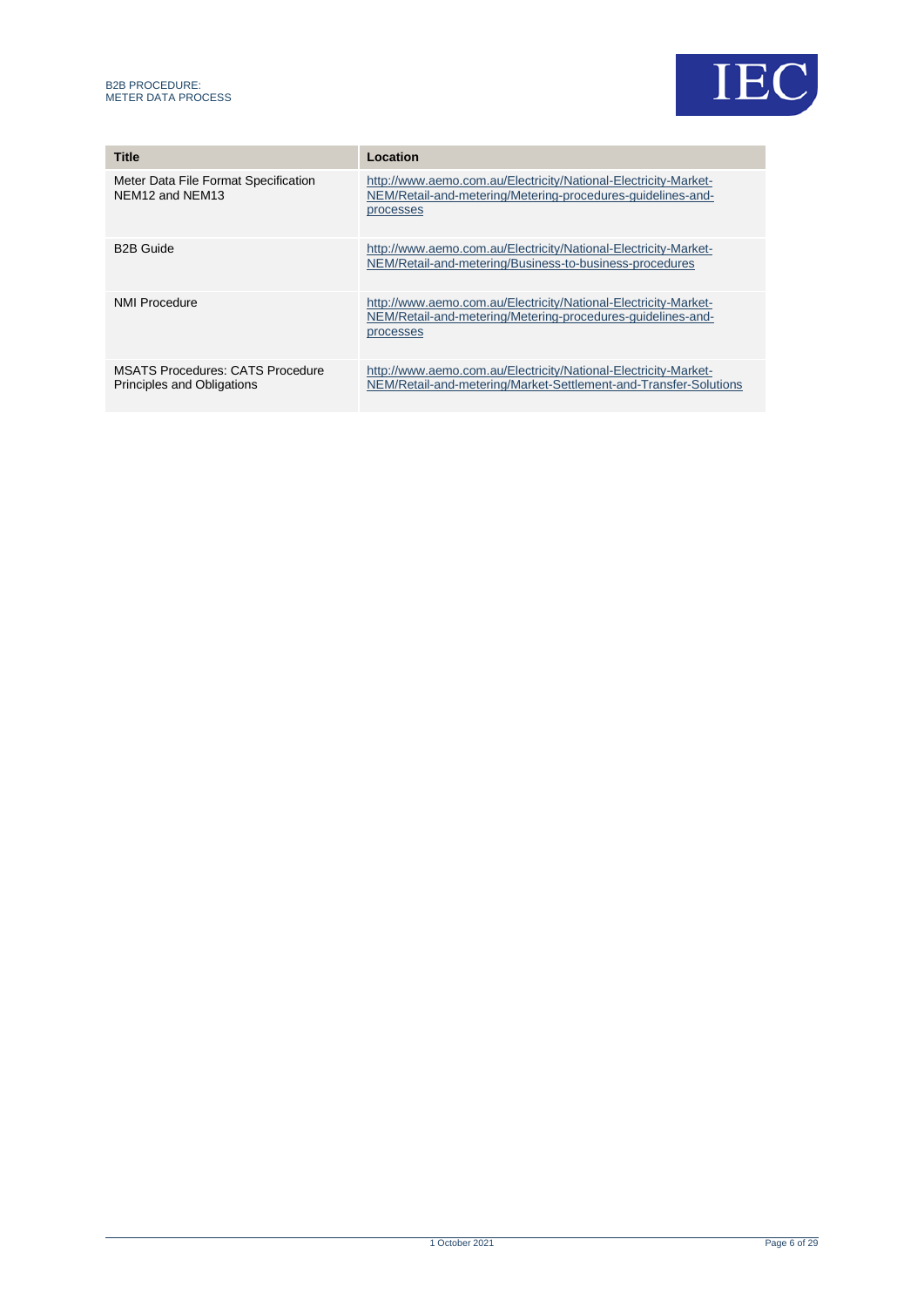| Title | Location |
| --- | --- |
| Meter Data File Format Specification NEM12 and NEM13 | http://www.aemo.com.au/Electricity/National-Electricity-Market-NEM/Retail-and-metering/Metering-procedures-guidelines-and-processes |
| B2B Guide | http://www.aemo.com.au/Electricity/National-Electricity-Market-NEM/Retail-and-metering/Business-to-business-procedures |
| NMI Procedure | http://www.aemo.com.au/Electricity/National-Electricity-Market-NEM/Retail-and-metering/Metering-procedures-guidelines-and-processes |
| MSATS Procedures: CATS Procedure Principles and Obligations | http://www.aemo.com.au/Electricity/National-Electricity-Market-NEM/Retail-and-metering/Market-Settlement-and-Transfer-Solutions |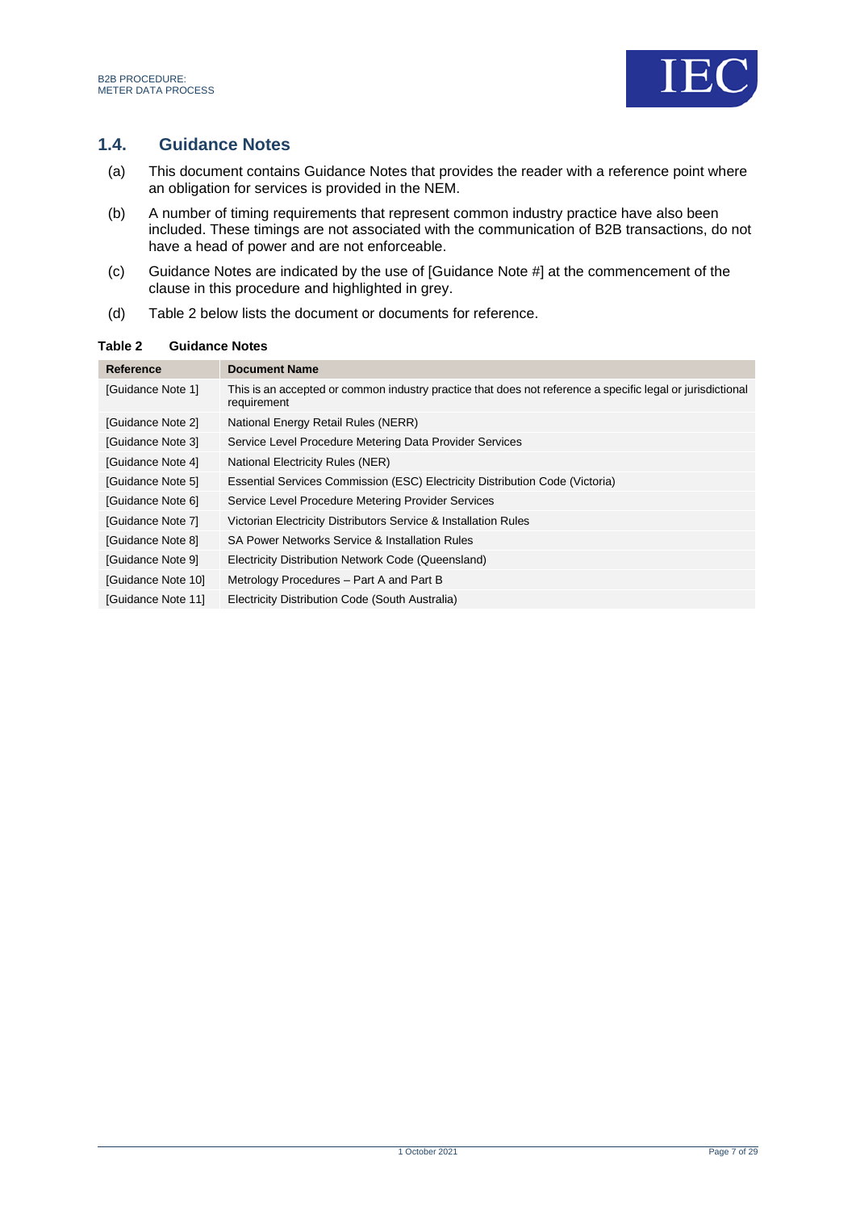## 1.4. Guidance Notes

(a) This document contains Guidance Notes that provides the reader with a reference point where an obligation for services is provided in the NEM.

(b) A number of timing requirements that represent common industry practice have also been included. These timings are not associated with the communication of B2B transactions, do not have a head of power and are not enforceable.

(c) Guidance Notes are indicated by the use of [Guidance Note #] at the commencement of the clause in this procedure and highlighted in grey.

(d) Table 2 below lists the document or documents for reference.

**Table 2 Guidance Notes**

| Reference | Document Name |
|---|---|
| [Guidance Note 1] | This is an accepted or common industry practice that does not reference a specific legal or jurisdictional requirement |
| [Guidance Note 2] | National Energy Retail Rules (NERR) |
| [Guidance Note 3] | Service Level Procedure Metering Data Provider Services |
| [Guidance Note 4] | National Electricity Rules (NER) |
| [Guidance Note 5] | Essential Services Commission (ESC) Electricity Distribution Code (Victoria) |
| [Guidance Note 6] | Service Level Procedure Metering Provider Services |
| [Guidance Note 7] | Victorian Electricity Distributors Service & Installation Rules |
| [Guidance Note 8] | SA Power Networks Service & Installation Rules |
| [Guidance Note 9] | Electricity Distribution Network Code (Queensland) |
| [Guidance Note 10] | Metrology Procedures – Part A and Part B |
| [Guidance Note 11] | Electricity Distribution Code (South Australia) |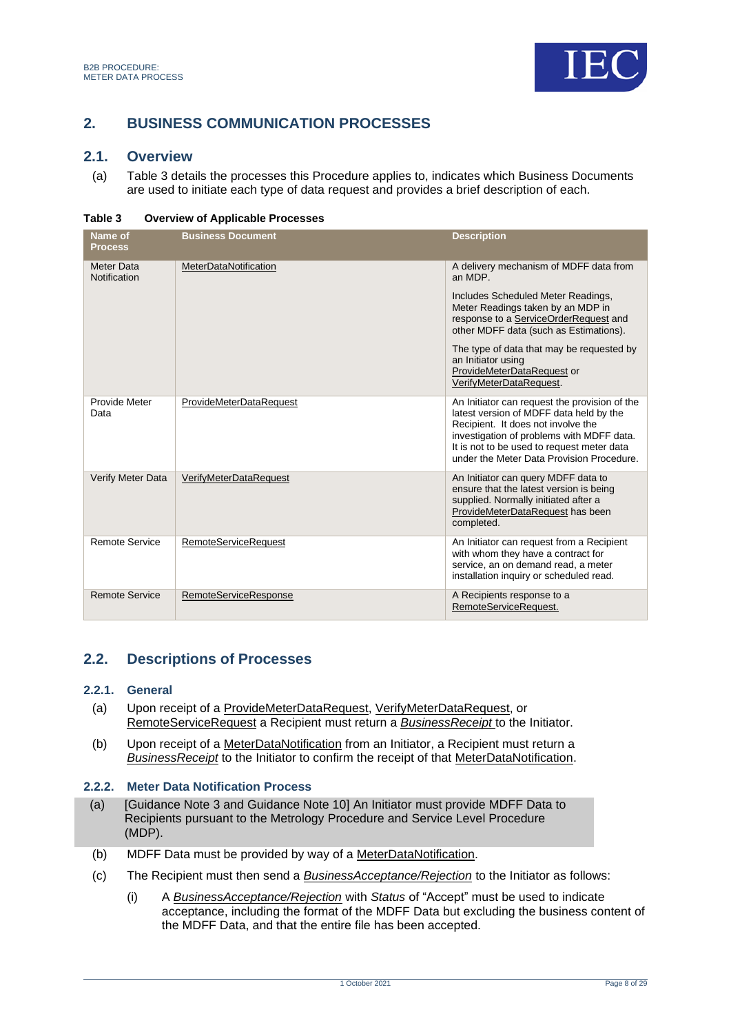## 2. BUSINESS COMMUNICATION PROCESSES

### 2.1. Overview

(a) Table 3 details the processes this Procedure applies to, indicates which Business Documents are used to initiate each type of data request and provides a brief description of each.

**Table 3 Overview of Applicable Processes**

| Name of Process | Business Document | Description |
|---|---|---|
| Meter Data Notification | MeterDataNotification | A delivery mechanism of MDFF data from an MDP.<br><br>Includes Scheduled Meter Readings, Meter Readings taken by an MDP in response to a ServiceOrderRequest and other MDFF data (such as Estimations).<br><br>The type of data that may be requested by an Initiator using ProvideMeterDataRequest or VerifyMeterDataRequest. |
| Provide Meter Data | ProvideMeterDataRequest | An Initiator can request the provision of the latest version of MDFF data held by the Recipient. It does not involve the investigation of problems with MDFF data. It is not to be used to request meter data under the Meter Data Provision Procedure. |
| Verify Meter Data | VerifyMeterDataRequest | An Initiator can query MDFF data to ensure that the latest version is being supplied. Normally initiated after a ProvideMeterDataRequest has been completed. |
| Remote Service | RemoteServiceRequest | An Initiator can request from a Recipient with whom they have a contract for service, an on demand read, a meter installation inquiry or scheduled read. |
| Remote Service | RemoteServiceResponse | A Recipients response to a RemoteServiceRequest. |

### 2.2. Descriptions of Processes

#### 2.2.1. General

(a) Upon receipt of a ProvideMeterDataRequest, VerifyMeterDataRequest, or RemoteServiceRequest a Recipient must return a *BusinessReceipt* to the Initiator.

(b) Upon receipt of a MeterDataNotification from an Initiator, a Recipient must return a *BusinessReceipt* to the Initiator to confirm the receipt of that MeterDataNotification.

#### 2.2.2. Meter Data Notification Process

(a) [Guidance Note 3 and Guidance Note 10] An Initiator must provide MDFF Data to Recipients pursuant to the Metrology Procedure and Service Level Procedure (MDP).

(b) MDFF Data must be provided by way of a MeterDataNotification.

(c) The Recipient must then send a *BusinessAcceptance/Rejection* to the Initiator as follows:

(i) A *BusinessAcceptance/Rejection* with *Status* of "Accept" must be used to indicate acceptance, including the format of the MDFF Data but excluding the business content of the MDFF Data, and that the entire file has been accepted.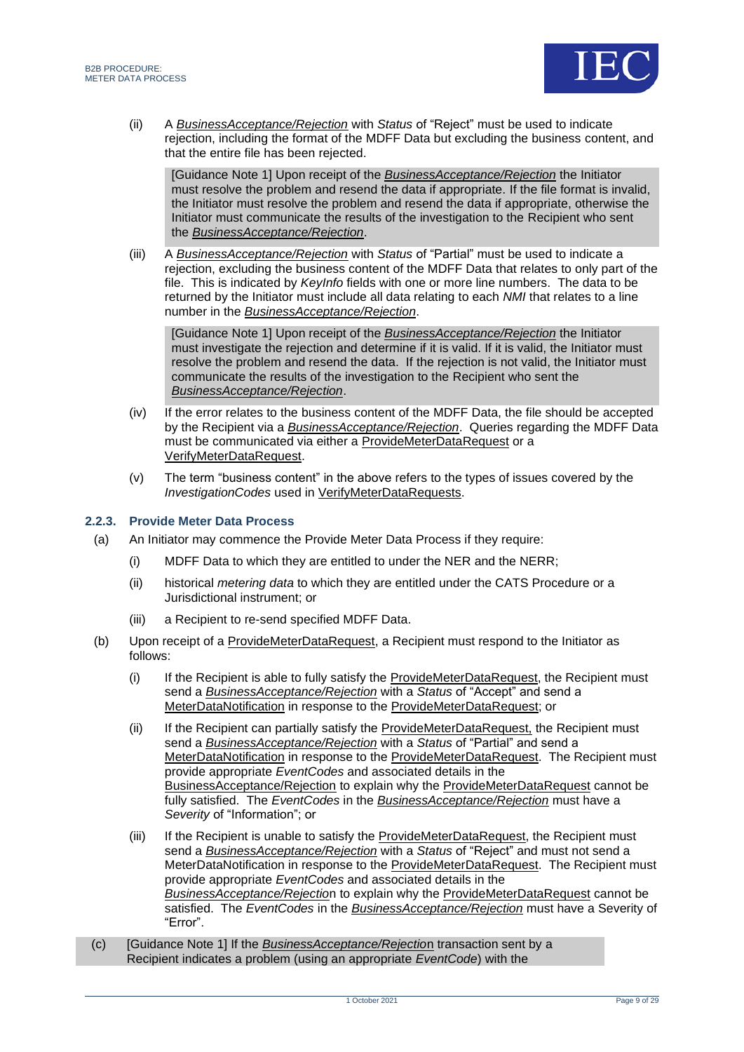(ii) A *BusinessAcceptance/Rejection* with *Status* of "Reject" must be used to indicate rejection, including the format of the MDFF Data but excluding the business content, and that the entire file has been rejected.

> [Guidance Note 1] Upon receipt of the *BusinessAcceptance/Rejection* the Initiator must resolve the problem and resend the data if appropriate. If the file format is invalid, the Initiator must resolve the problem and resend the data if appropriate, otherwise the Initiator must communicate the results of the investigation to the Recipient who sent the *BusinessAcceptance/Rejection*.

(iii) A *BusinessAcceptance/Rejection* with *Status* of "Partial" must be used to indicate a rejection, excluding the business content of the MDFF Data that relates to only part of the file. This is indicated by *KeyInfo* fields with one or more line numbers. The data to be returned by the Initiator must include all data relating to each *NMI* that relates to a line number in the *BusinessAcceptance/Rejection*.

> [Guidance Note 1] Upon receipt of the *BusinessAcceptance/Rejection* the Initiator must investigate the rejection and determine if it is valid. If it is valid, the Initiator must resolve the problem and resend the data. If the rejection is not valid, the Initiator must communicate the results of the investigation to the Recipient who sent the *BusinessAcceptance/Rejection*.

(iv) If the error relates to the business content of the MDFF Data, the file should be accepted by the Recipient via a *BusinessAcceptance/Rejection*. Queries regarding the MDFF Data must be communicated via either a ProvideMeterDataRequest or a VerifyMeterDataRequest.

(v) The term "business content" in the above refers to the types of issues covered by the *InvestigationCodes* used in VerifyMeterDataRequests.

### 2.2.3. Provide Meter Data Process

(a) An Initiator may commence the Provide Meter Data Process if they require:

(i) MDFF Data to which they are entitled to under the NER and the NERR;

(ii) historical *metering data* to which they are entitled under the CATS Procedure or a Jurisdictional instrument; or

(iii) a Recipient to re-send specified MDFF Data.

(b) Upon receipt of a ProvideMeterDataRequest, a Recipient must respond to the Initiator as follows:

(i) If the Recipient is able to fully satisfy the ProvideMeterDataRequest, the Recipient must send a *BusinessAcceptance/Rejection* with a *Status* of "Accept" and send a MeterDataNotification in response to the ProvideMeterDataRequest; or

(ii) If the Recipient can partially satisfy the ProvideMeterDataRequest, the Recipient must send a *BusinessAcceptance/Rejection* with a *Status* of "Partial" and send a MeterDataNotification in response to the ProvideMeterDataRequest. The Recipient must provide appropriate *EventCodes* and associated details in the BusinessAcceptance/Rejection to explain why the ProvideMeterDataRequest cannot be fully satisfied. The *EventCodes* in the *BusinessAcceptance/Rejection* must have a *Severity* of "Information"; or

(iii) If the Recipient is unable to satisfy the ProvideMeterDataRequest, the Recipient must send a *BusinessAcceptance/Rejection* with a *Status* of "Reject" and must not send a MeterDataNotification in response to the ProvideMeterDataRequest. The Recipient must provide appropriate *EventCodes* and associated details in the *BusinessAcceptance/Rejection* to explain why the ProvideMeterDataRequest cannot be satisfied. The *EventCodes* in the *BusinessAcceptance/Rejection* must have a Severity of "Error".

(c) [Guidance Note 1] If the *BusinessAcceptance/Rejection* transaction sent by a Recipient indicates a problem (using an appropriate *EventCode*) with the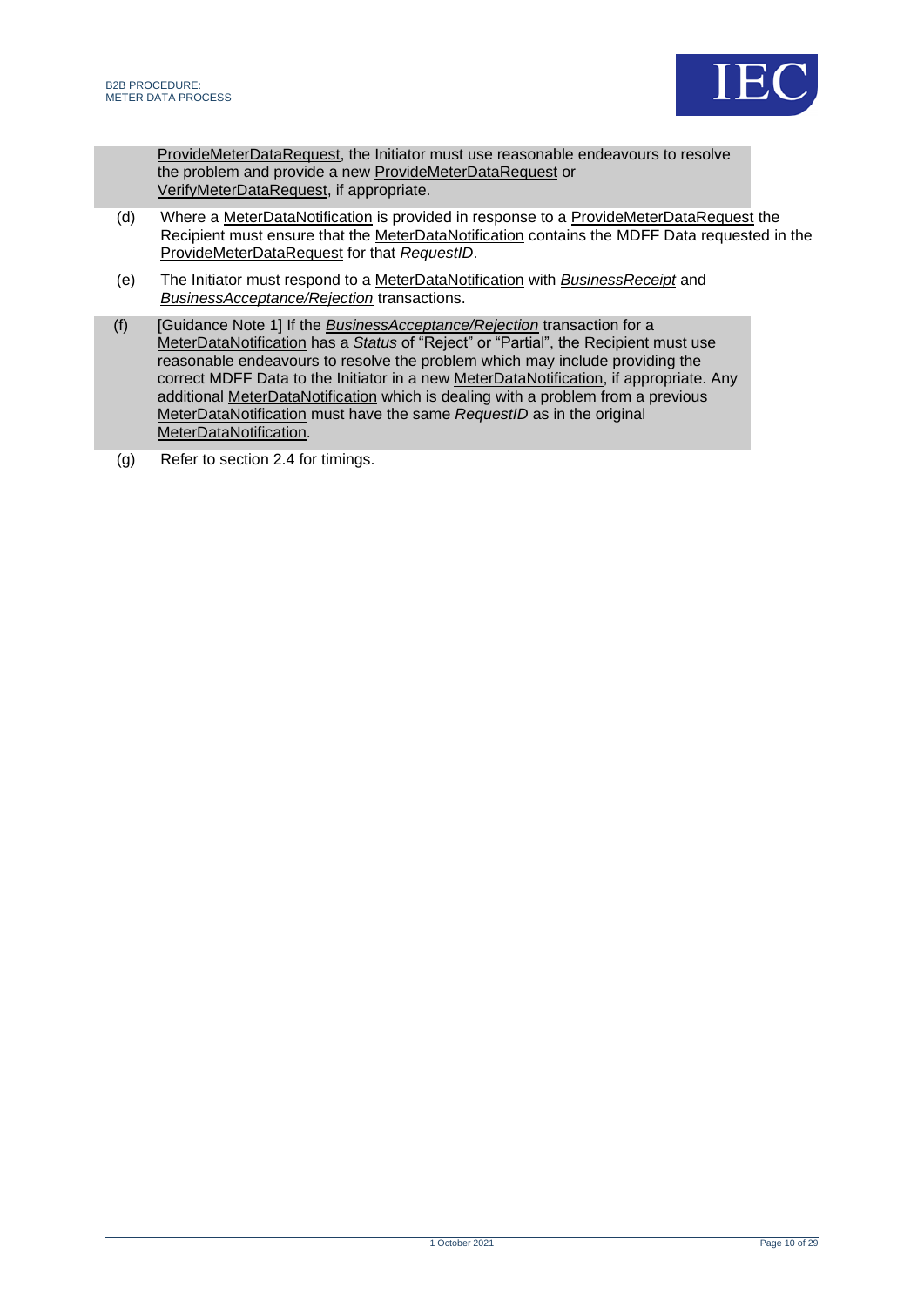ProvideMeterDataRequest, the Initiator must use reasonable endeavours to resolve the problem and provide a new ProvideMeterDataRequest or VerifyMeterDataRequest, if appropriate.

(d) Where a MeterDataNotification is provided in response to a ProvideMeterDataRequest the Recipient must ensure that the MeterDataNotification contains the MDFF Data requested in the ProvideMeterDataRequest for that *RequestID*.

(e) The Initiator must respond to a MeterDataNotification with *BusinessReceipt* and *BusinessAcceptance/Rejection* transactions.

(f) [Guidance Note 1] If the *BusinessAcceptance/Rejection* transaction for a MeterDataNotification has a *Status* of "Reject" or "Partial", the Recipient must use reasonable endeavours to resolve the problem which may include providing the correct MDFF Data to the Initiator in a new MeterDataNotification, if appropriate. Any additional MeterDataNotification which is dealing with a problem from a previous MeterDataNotification must have the same *RequestID* as in the original MeterDataNotification.

(g) Refer to section 2.4 for timings.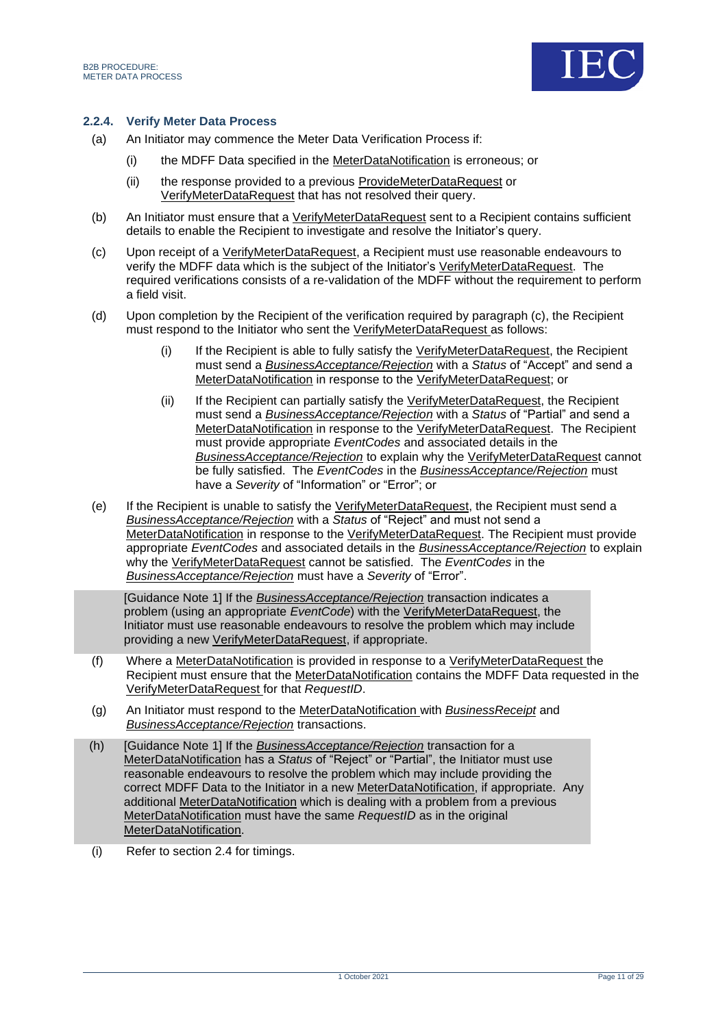### 2.2.4. Verify Meter Data Process

(a) An Initiator may commence the Meter Data Verification Process if:

(i) the MDFF Data specified in the MeterDataNotification is erroneous; or

(ii) the response provided to a previous ProvideMeterDataRequest or VerifyMeterDataRequest that has not resolved their query.

(b) An Initiator must ensure that a VerifyMeterDataRequest sent to a Recipient contains sufficient details to enable the Recipient to investigate and resolve the Initiator's query.

(c) Upon receipt of a VerifyMeterDataRequest, a Recipient must use reasonable endeavours to verify the MDFF data which is the subject of the Initiator's VerifyMeterDataRequest. The required verifications consists of a re-validation of the MDFF without the requirement to perform a field visit.

(d) Upon completion by the Recipient of the verification required by paragraph (c), the Recipient must respond to the Initiator who sent the VerifyMeterDataRequest as follows:

(i) If the Recipient is able to fully satisfy the VerifyMeterDataRequest, the Recipient must send a ***BusinessAcceptance/Rejection*** with a *Status* of "Accept" and send a MeterDataNotification in response to the VerifyMeterDataRequest; or

(ii) If the Recipient can partially satisfy the VerifyMeterDataRequest, the Recipient must send a ***BusinessAcceptance/Rejection*** with a *Status* of "Partial" and send a MeterDataNotification in response to the VerifyMeterDataRequest. The Recipient must provide appropriate *EventCodes* and associated details in the *BusinessAcceptance/Rejection* to explain why the VerifyMeterDataRequest cannot be fully satisfied. The *EventCodes* in the *BusinessAcceptance/Rejection* must have a *Severity* of "Information" or "Error"; or

(e) If the Recipient is unable to satisfy the VerifyMeterDataRequest, the Recipient must send a *BusinessAcceptance/Rejection* with a *Status* of "Reject" and must not send a MeterDataNotification in response to the VerifyMeterDataRequest. The Recipient must provide appropriate *EventCodes* and associated details in the *BusinessAcceptance/Rejection* to explain why the VerifyMeterDataRequest cannot be satisfied. The *EventCodes* in the *BusinessAcceptance/Rejection* must have a *Severity* of "Error".

> [Guidance Note 1] If the ***BusinessAcceptance/Rejection*** transaction indicates a problem (using an appropriate *EventCode*) with the VerifyMeterDataRequest, the Initiator must use reasonable endeavours to resolve the problem which may include providing a new VerifyMeterDataRequest, if appropriate.

(f) Where a MeterDataNotification is provided in response to a VerifyMeterDataRequest the Recipient must ensure that the MeterDataNotification contains the MDFF Data requested in the VerifyMeterDataRequest for that *RequestID*.

(g) An Initiator must respond to the MeterDataNotification with *BusinessReceipt* and *BusinessAcceptance/Rejection* transactions.

(h) [Guidance Note 1] If the ***BusinessAcceptance/Rejection*** transaction for a MeterDataNotification has a *Status* of "Reject" or "Partial", the Initiator must use reasonable endeavours to resolve the problem which may include providing the correct MDFF Data to the Initiator in a new MeterDataNotification, if appropriate. Any additional MeterDataNotification which is dealing with a problem from a previous MeterDataNotification must have the same *RequestID* as in the original MeterDataNotification.

(i) Refer to section 2.4 for timings.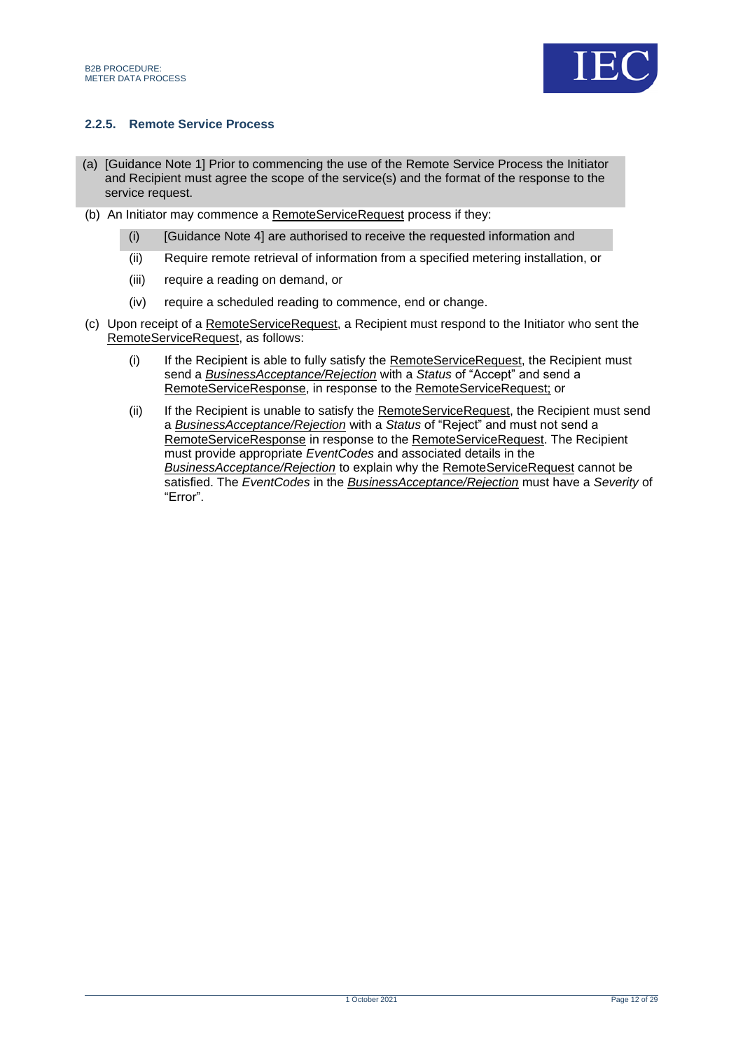### 2.2.5. Remote Service Process

(a) [Guidance Note 1] Prior to commencing the use of the Remote Service Process the Initiator and Recipient must agree the scope of the service(s) and the format of the response to the service request.

(b) An Initiator may commence a RemoteServiceRequest process if they:

   (i) [Guidance Note 4] are authorised to receive the requested information and

   (ii) Require remote retrieval of information from a specified metering installation, or

   (iii) require a reading on demand, or

   (iv) require a scheduled reading to commence, end or change.

(c) Upon receipt of a RemoteServiceRequest, a Recipient must respond to the Initiator who sent the RemoteServiceRequest, as follows:

   (i) If the Recipient is able to fully satisfy the RemoteServiceRequest, the Recipient must send a ***BusinessAcceptance/Rejection*** with a *Status* of "Accept" and send a RemoteServiceResponse, in response to the RemoteServiceRequest; or

   (ii) If the Recipient is unable to satisfy the RemoteServiceRequest, the Recipient must send a ***BusinessAcceptance/Rejection*** with a *Status* of "Reject" and must not send a RemoteServiceResponse in response to the RemoteServiceRequest. The Recipient must provide appropriate *EventCodes* and associated details in the ***BusinessAcceptance/Rejection*** to explain why the RemoteServiceRequest cannot be satisfied. The *EventCodes* in the ***BusinessAcceptance/Rejection*** must have a *Severity* of "Error".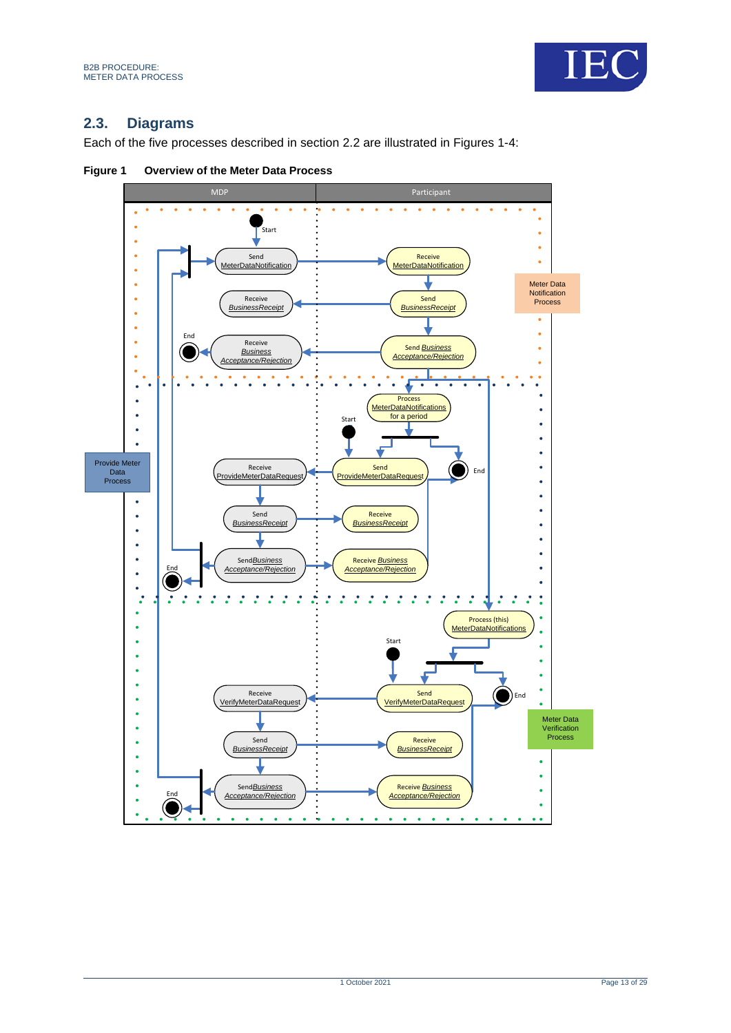## 2.3. Diagrams

Each of the five processes described in section 2.2 are illustrated in Figures 1-4:

**Figure 1 Overview of the Meter Data Process**

MDP | Participant

Start

Send MeterDataNotification → Receive MeterDataNotification

Receive BusinessReceipt ← Send BusinessReceipt

End ← Receive Business Acceptance/Rejection ← Send Business Acceptance/Rejection

Meter Data Notification Process

Process MeterDataNotifications for a period

Start

Receive ProvideMeterDataRequest ← Send ProvideMeterDataRequest

End

Send BusinessReceipt → Receive BusinessReceipt

End ← SendBusiness Acceptance/Rejection → Receive Business Acceptance/Rejection

Provide Meter Data Process

Process (this) MeterDataNotifications

Start

Receive VerifyMeterDataRequest ← Send VerifyMeterDataRequest

End

Send BusinessReceipt → Receive BusinessReceipt

End ← SendBusiness Acceptance/Rejection → Receive Business Acceptance/Rejection

Meter Data Verification Process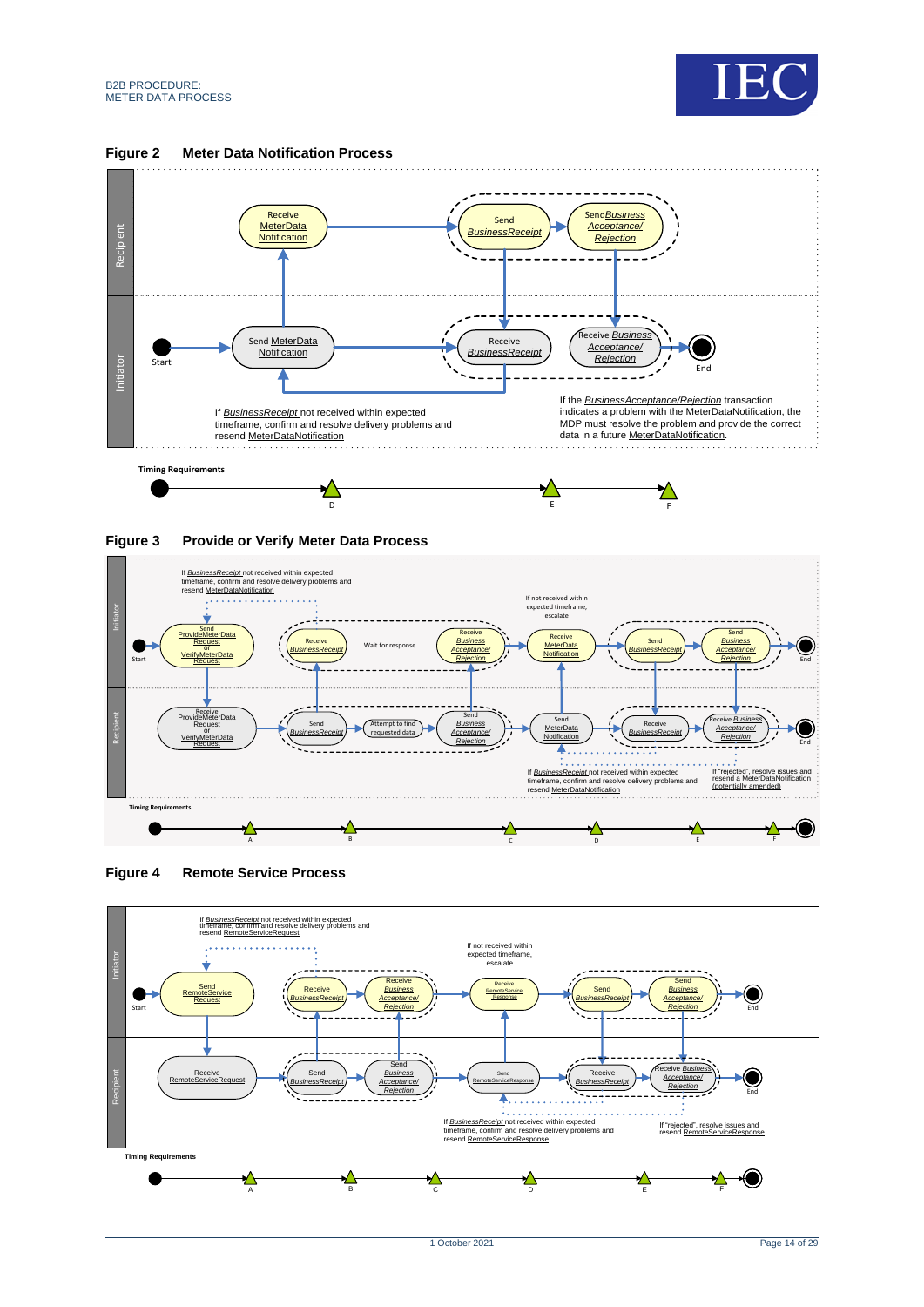## Figure 2 Meter Data Notification Process

Recipient: Receive MeterData Notification → Send BusinessReceipt → Send Business Acceptance/ Rejection

Initiator: Start → Send MeterData Notification → Receive BusinessReceipt → Receive Business Acceptance/ Rejection → End

If BusinessReceipt not received within expected timeframe, confirm and resolve delivery problems and resend MeterDataNotification

If the BusinessAcceptance/Rejection transaction indicates a problem with the MeterDataNotification, the MDP must resolve the problem and provide the correct data in a future MeterDataNotification.

Timing Requirements: D, E, F

## Figure 3 Provide or Verify Meter Data Process

Initiator: Start → Send ProvideMeterData Request or VerifyMeterData Request → Receive BusinessReceipt → Wait for response → Receive Business Acceptance/ Rejection → Receive MeterData Notification → Send BusinessReceipt → Send Business Acceptance/ Rejection → End

Recipient: Receive ProvideMeterData Request or VerifyMeterData Request → Send BusinessReceipt → Attempt to find requested data → Send Business Acceptance/ Rejection → Send MeterData Notification → Receive BusinessReceipt → Receive Business Acceptance/ Rejection → End

If BusinessReceipt not received within expected timeframe, confirm and resolve delivery problems and resend MeterDataNotification

If not received within expected timeframe, escalate

If BusinessReceipt not received within expected timeframe, confirm and resolve delivery problems and resend MeterDataNotification

If "rejected", resolve issues and resend a MeterDataNotification (potentially amended)

Timing Requirements: A, B, C, D, E, F

## Figure 4 Remote Service Process

Initiator: Start → Send RemoteService Request → Receive BusinessReceipt → Receive Business Acceptance/ Rejection → Receive RemoteServiceResponse → Send BusinessReceipt → Send Business Acceptance/ Rejection → End

Recipient: Receive RemoteServiceRequest → Send BusinessReceipt → Send Business Acceptance/ Rejection → Send RemoteServiceResponse → Receive BusinessReceipt → Receive Business Acceptance/ Rejection → End

If BusinessReceipt not received within expected timeframe, confirm and resolve delivery problems and resend RemoteServiceRequest

If not received within expected timeframe, escalate

If BusinessReceipt not received within expected timeframe, confirm and resolve delivery problems and resend RemoteServiceResponse

If "rejected", resolve issues and resend RemoteServiceResponse

Timing Requirements: A, B, C, D, E, F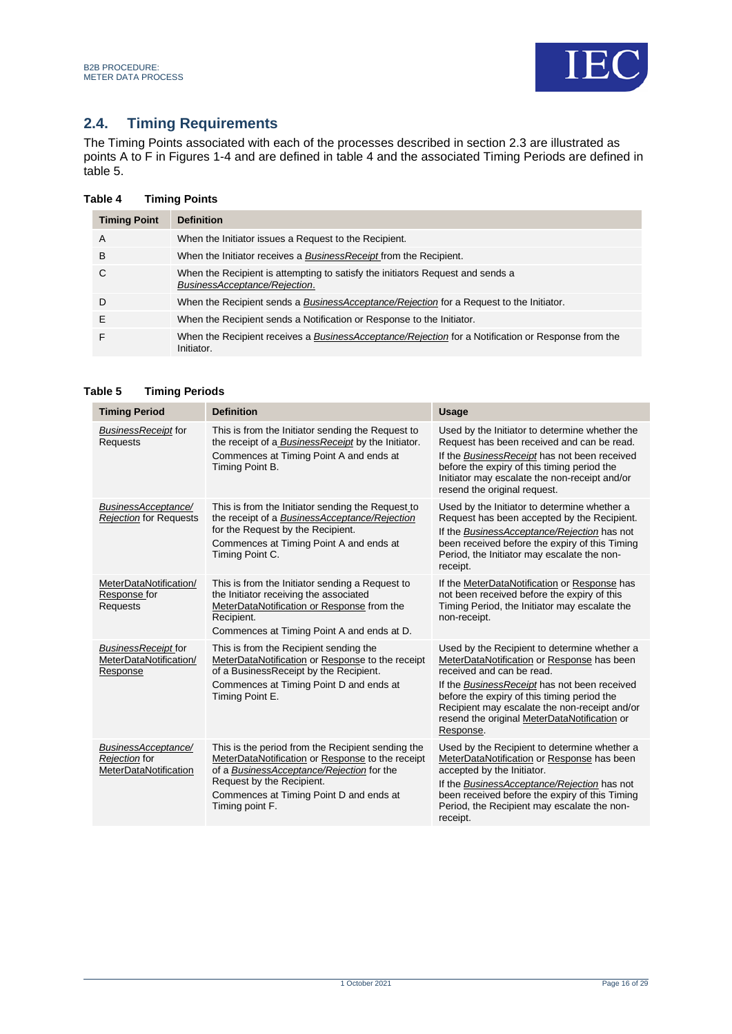## 2.4. Timing Requirements

The Timing Points associated with each of the processes described in section 2.3 are illustrated as points A to F in Figures 1-4 and are defined in table 4 and the associated Timing Periods are defined in table 5.

**Table 4 Timing Points**

| Timing Point | Definition |
|---|---|
| A | When the Initiator issues a Request to the Recipient. |
| B | When the Initiator receives a *BusinessReceipt* from the Recipient. |
| C | When the Recipient is attempting to satisfy the initiators Request and sends a *BusinessAcceptance/Rejection*. |
| D | When the Recipient sends a *BusinessAcceptance/Rejection* for a Request to the Initiator. |
| E | When the Recipient sends a Notification or Response to the Initiator. |
| F | When the Recipient receives a *BusinessAcceptance/Rejection* for a Notification or Response from the Initiator. |

**Table 5 Timing Periods**

| Timing Period | Definition | Usage |
|---|---|---|
| *BusinessReceipt* for Requests | This is from the Initiator sending the Request to the receipt of a *BusinessReceipt* by the Initiator.<br>Commences at Timing Point A and ends at Timing Point B. | Used by the Initiator to determine whether the Request has been received and can be read.<br>If the *BusinessReceipt* has not been received before the expiry of this timing period the Initiator may escalate the non-receipt and/or resend the original request. |
| *BusinessAcceptance/ Rejection* for Requests | This is from the Initiator sending the Request to the receipt of a *BusinessAcceptance/Rejection* for the Request by the Recipient.<br>Commences at Timing Point A and ends at Timing Point C. | Used by the Initiator to determine whether a Request has been accepted by the Recipient.<br>If the *BusinessAcceptance/Rejection* has not been received before the expiry of this Timing Period, the Initiator may escalate the non-receipt. |
| MeterDataNotification/ Response for Requests | This is from the Initiator sending a Request to the Initiator receiving the associated MeterDataNotification or Response from the Recipient.<br>Commences at Timing Point A and ends at D. | If the MeterDataNotification or Response has not been received before the expiry of this Timing Period, the Initiator may escalate the non-receipt. |
| *BusinessReceipt* for MeterDataNotification/ Response | This is from the Recipient sending the MeterDataNotification or Response to the receipt of a BusinessReceipt by the Recipient.<br>Commences at Timing Point D and ends at Timing Point E. | Used by the Recipient to determine whether a MeterDataNotification or Response has been received and can be read.<br>If the *BusinessReceipt* has not been received before the expiry of this timing period the Recipient may escalate the non-receipt and/or resend the original MeterDataNotification or Response. |
| *BusinessAcceptance/ Rejection* for MeterDataNotification | This is the period from the Recipient sending the MeterDataNotification or Response to the receipt of a *BusinessAcceptance/Rejection* for the Request by the Recipient.<br>Commences at Timing Point D and ends at Timing point F. | Used by the Recipient to determine whether a MeterDataNotification or Response has been accepted by the Initiator.<br>If the *BusinessAcceptance/Rejection* has not been received before the expiry of this Timing Period, the Recipient may escalate the non-receipt. |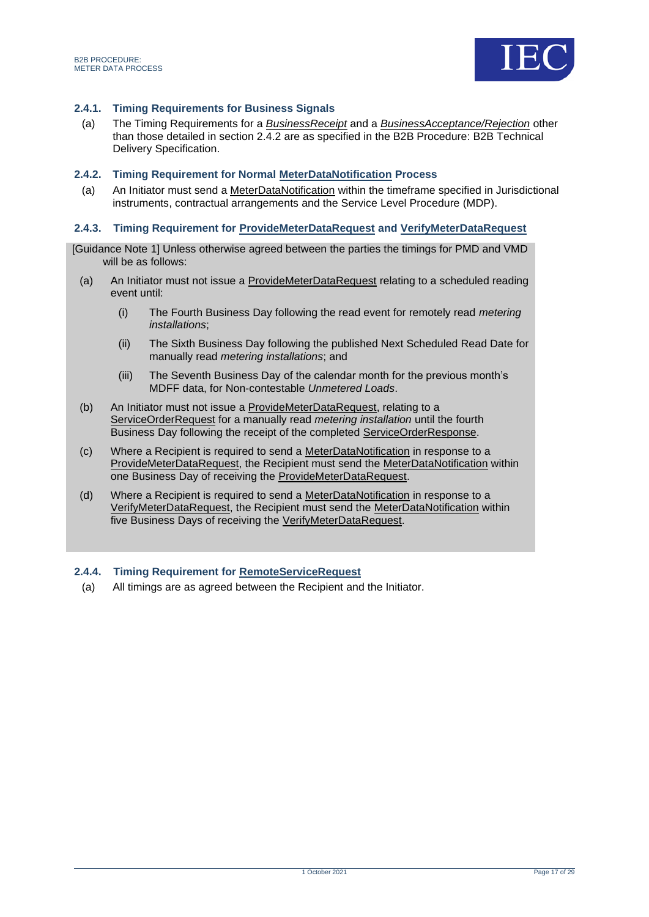#### 2.4.1. Timing Requirements for Business Signals

(a) The Timing Requirements for a *BusinessReceipt* and a *BusinessAcceptance/Rejection* other than those detailed in section 2.4.2 are as specified in the B2B Procedure: B2B Technical Delivery Specification.

#### 2.4.2. Timing Requirement for Normal MeterDataNotification Process

(a) An Initiator must send a MeterDataNotification within the timeframe specified in Jurisdictional instruments, contractual arrangements and the Service Level Procedure (MDP).

#### 2.4.3. Timing Requirement for ProvideMeterDataRequest and VerifyMeterDataRequest

[Guidance Note 1] Unless otherwise agreed between the parties the timings for PMD and VMD will be as follows:

(a) An Initiator must not issue a ProvideMeterDataRequest relating to a scheduled reading event until:

   (i) The Fourth Business Day following the read event for remotely read *metering installations*;

   (ii) The Sixth Business Day following the published Next Scheduled Read Date for manually read *metering installations*; and

   (iii) The Seventh Business Day of the calendar month for the previous month's MDFF data, for Non-contestable *Unmetered Loads*.

(b) An Initiator must not issue a ProvideMeterDataRequest, relating to a ServiceOrderRequest for a manually read *metering installation* until the fourth Business Day following the receipt of the completed ServiceOrderResponse.

(c) Where a Recipient is required to send a MeterDataNotification in response to a ProvideMeterDataRequest, the Recipient must send the MeterDataNotification within one Business Day of receiving the ProvideMeterDataRequest.

(d) Where a Recipient is required to send a MeterDataNotification in response to a VerifyMeterDataRequest, the Recipient must send the MeterDataNotification within five Business Days of receiving the VerifyMeterDataRequest.

#### 2.4.4. Timing Requirement for RemoteServiceRequest

(a) All timings are as agreed between the Recipient and the Initiator.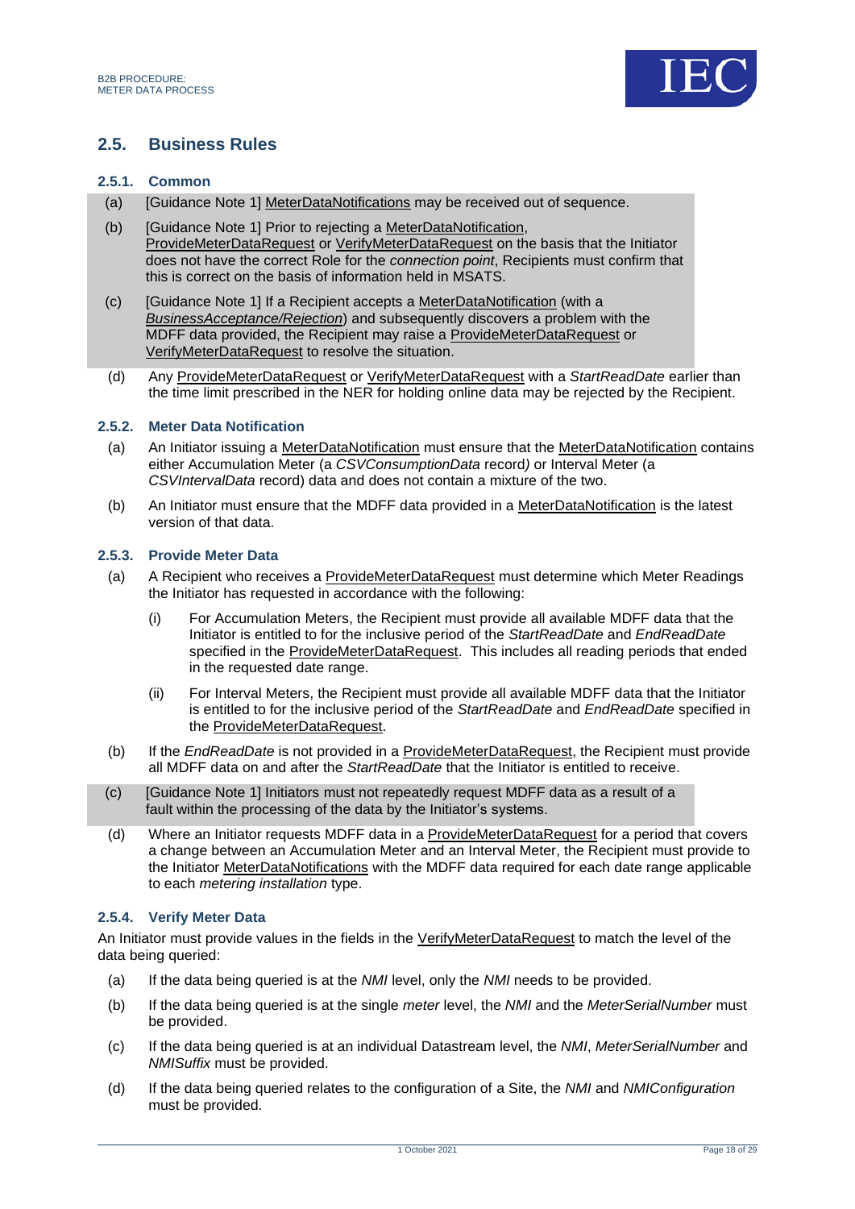## 2.5. Business Rules

### 2.5.1. Common

(a) [Guidance Note 1] MeterDataNotifications may be received out of sequence.

(b) [Guidance Note 1] Prior to rejecting a MeterDataNotification, ProvideMeterDataRequest or VerifyMeterDataRequest on the basis that the Initiator does not have the correct Role for the *connection point*, Recipients must confirm that this is correct on the basis of information held in MSATS.

(c) [Guidance Note 1] If a Recipient accepts a MeterDataNotification (with a *BusinessAcceptance/Rejection*) and subsequently discovers a problem with the MDFF data provided, the Recipient may raise a ProvideMeterDataRequest or VerifyMeterDataRequest to resolve the situation.

(d) Any ProvideMeterDataRequest or VerifyMeterDataRequest with a *StartReadDate* earlier than the time limit prescribed in the NER for holding online data may be rejected by the Recipient.

### 2.5.2. Meter Data Notification

(a) An Initiator issuing a MeterDataNotification must ensure that the MeterDataNotification contains either Accumulation Meter (a *CSVConsumptionData* record*)* or Interval Meter (a *CSVIntervalData* record) data and does not contain a mixture of the two.

(b) An Initiator must ensure that the MDFF data provided in a MeterDataNotification is the latest version of that data.

### 2.5.3. Provide Meter Data

(a) A Recipient who receives a ProvideMeterDataRequest must determine which Meter Readings the Initiator has requested in accordance with the following:

   (i) For Accumulation Meters, the Recipient must provide all available MDFF data that the Initiator is entitled to for the inclusive period of the *StartReadDate* and *EndReadDate* specified in the ProvideMeterDataRequest. This includes all reading periods that ended in the requested date range.

   (ii) For Interval Meters, the Recipient must provide all available MDFF data that the Initiator is entitled to for the inclusive period of the *StartReadDate* and *EndReadDate* specified in the ProvideMeterDataRequest.

(b) If the *EndReadDate* is not provided in a ProvideMeterDataRequest, the Recipient must provide all MDFF data on and after the *StartReadDate* that the Initiator is entitled to receive.

(c) [Guidance Note 1] Initiators must not repeatedly request MDFF data as a result of a fault within the processing of the data by the Initiator's systems.

(d) Where an Initiator requests MDFF data in a ProvideMeterDataRequest for a period that covers a change between an Accumulation Meter and an Interval Meter, the Recipient must provide to the Initiator MeterDataNotifications with the MDFF data required for each date range applicable to each *metering installation* type.

### 2.5.4. Verify Meter Data

An Initiator must provide values in the fields in the VerifyMeterDataRequest to match the level of the data being queried:

(a) If the data being queried is at the *NMI* level, only the *NMI* needs to be provided.

(b) If the data being queried is at the single *meter* level, the *NMI* and the *MeterSerialNumber* must be provided.

(c) If the data being queried is at an individual Datastream level, the *NMI*, *MeterSerialNumber* and *NMISuffix* must be provided.

(d) If the data being queried relates to the configuration of a Site, the *NMI* and *NMIConfiguration* must be provided.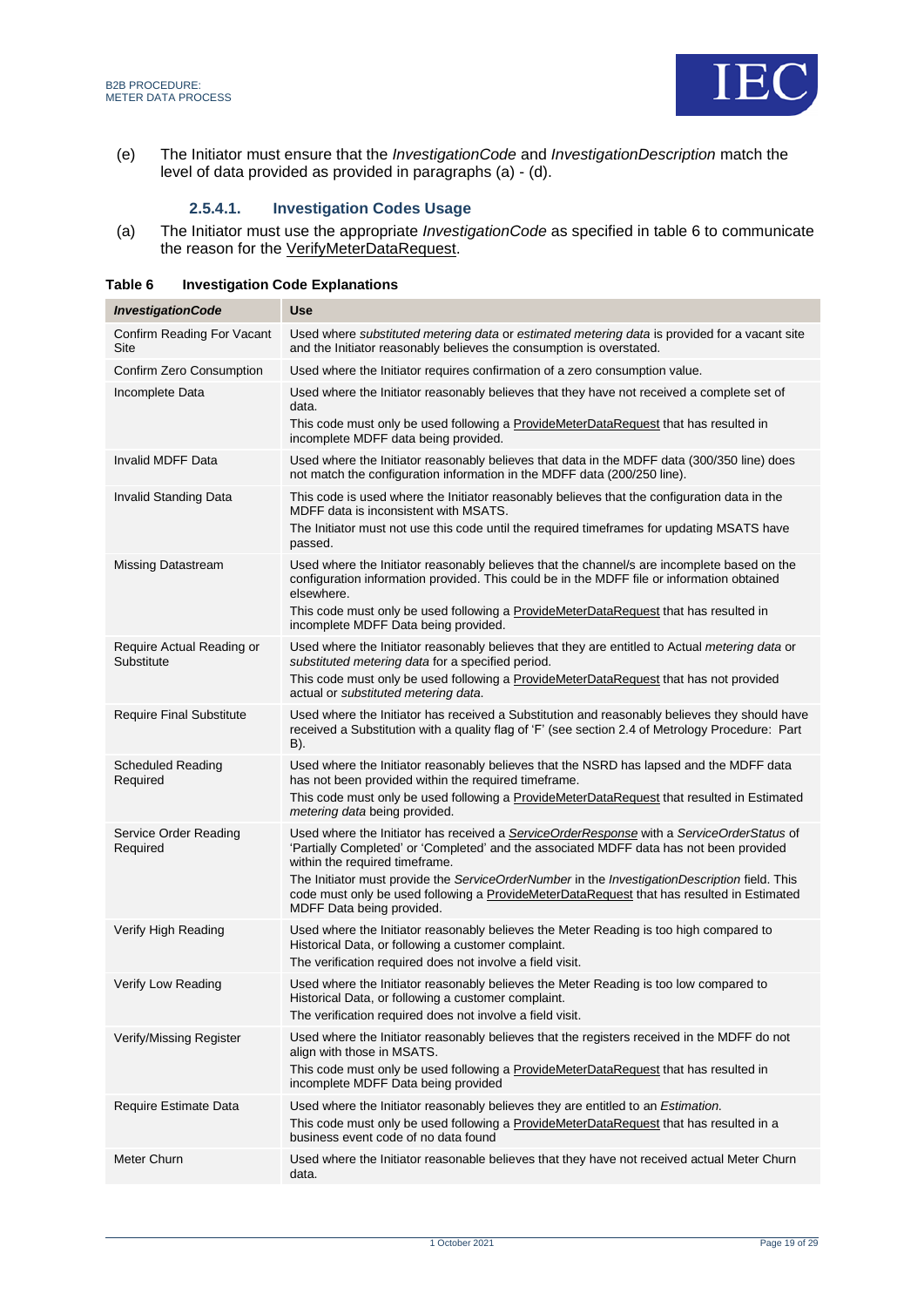(e) The Initiator must ensure that the *InvestigationCode* and *InvestigationDescription* match the level of data provided as provided in paragraphs (a) - (d).

#### 2.5.4.1. Investigation Codes Usage

(a) The Initiator must use the appropriate *InvestigationCode* as specified in table 6 to communicate the reason for the VerifyMeterDataRequest.

**Table 6 Investigation Code Explanations**

| ***InvestigationCode*** | **Use** |
|---|---|
| Confirm Reading For Vacant Site | Used where *substituted metering data* or *estimated metering data* is provided for a vacant site and the Initiator reasonably believes the consumption is overstated. |
| Confirm Zero Consumption | Used where the Initiator requires confirmation of a zero consumption value. |
| Incomplete Data | Used where the Initiator reasonably believes that they have not received a complete set of data.<br>This code must only be used following a ProvideMeterDataRequest that has resulted in incomplete MDFF data being provided. |
| Invalid MDFF Data | Used where the Initiator reasonably believes that data in the MDFF data (300/350 line) does not match the configuration information in the MDFF data (200/250 line). |
| Invalid Standing Data | This code is used where the Initiator reasonably believes that the configuration data in the MDFF data is inconsistent with MSATS.<br>The Initiator must not use this code until the required timeframes for updating MSATS have passed. |
| Missing Datastream | Used where the Initiator reasonably believes that the channel/s are incomplete based on the configuration information provided. This could be in the MDFF file or information obtained elsewhere.<br>This code must only be used following a ProvideMeterDataRequest that has resulted in incomplete MDFF Data being provided. |
| Require Actual Reading or Substitute | Used where the Initiator reasonably believes that they are entitled to Actual *metering data* or *substituted metering data* for a specified period.<br>This code must only be used following a ProvideMeterDataRequest that has not provided actual or *substituted metering data*. |
| Require Final Substitute | Used where the Initiator has received a Substitution and reasonably believes they should have received a Substitution with a quality flag of 'F' (see section 2.4 of Metrology Procedure: Part B). |
| Scheduled Reading Required | Used where the Initiator reasonably believes that the NSRD has lapsed and the MDFF data has not been provided within the required timeframe.<br>This code must only be used following a ProvideMeterDataRequest that resulted in Estimated *metering data* being provided. |
| Service Order Reading Required | Used where the Initiator has received a ***ServiceOrderResponse*** with a *ServiceOrderStatus* of 'Partially Completed' or 'Completed' and the associated MDFF data has not been provided within the required timeframe.<br>The Initiator must provide the *ServiceOrderNumber* in the *InvestigationDescription* field. This code must only be used following a ProvideMeterDataRequest that has resulted in Estimated MDFF Data being provided. |
| Verify High Reading | Used where the Initiator reasonably believes the Meter Reading is too high compared to Historical Data, or following a customer complaint.<br>The verification required does not involve a field visit. |
| Verify Low Reading | Used where the Initiator reasonably believes the Meter Reading is too low compared to Historical Data, or following a customer complaint.<br>The verification required does not involve a field visit. |
| Verify/Missing Register | Used where the Initiator reasonably believes that the registers received in the MDFF do not align with those in MSATS.<br>This code must only be used following a ProvideMeterDataRequest that has resulted in incomplete MDFF Data being provided |
| Require Estimate Data | Used where the Initiator reasonably believes they are entitled to an *Estimation*.<br>This code must only be used following a ProvideMeterDataRequest that has resulted in a business event code of no data found |
| Meter Churn | Used where the Initiator reasonable believes that they have not received actual Meter Churn data. |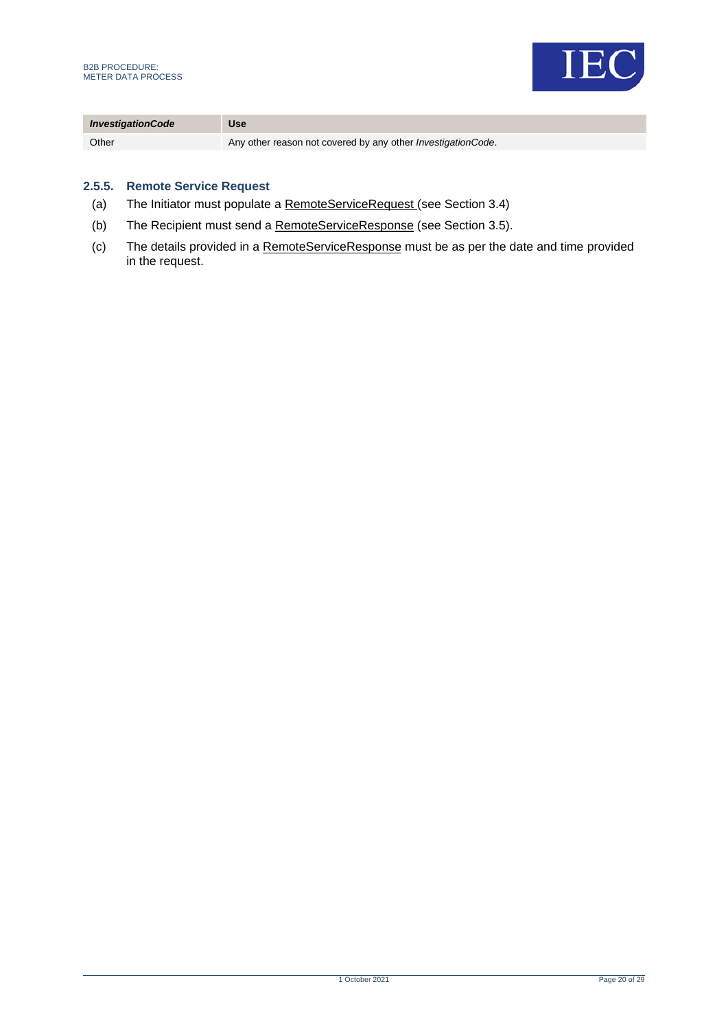| *InvestigationCode* | Use |
| --- | --- |
| Other | Any other reason not covered by any other *InvestigationCode*. |

### 2.5.5. Remote Service Request

(a) The Initiator must populate a RemoteServiceRequest (see Section 3.4)

(b) The Recipient must send a RemoteServiceResponse (see Section 3.5).

(c) The details provided in a RemoteServiceResponse must be as per the date and time provided in the request.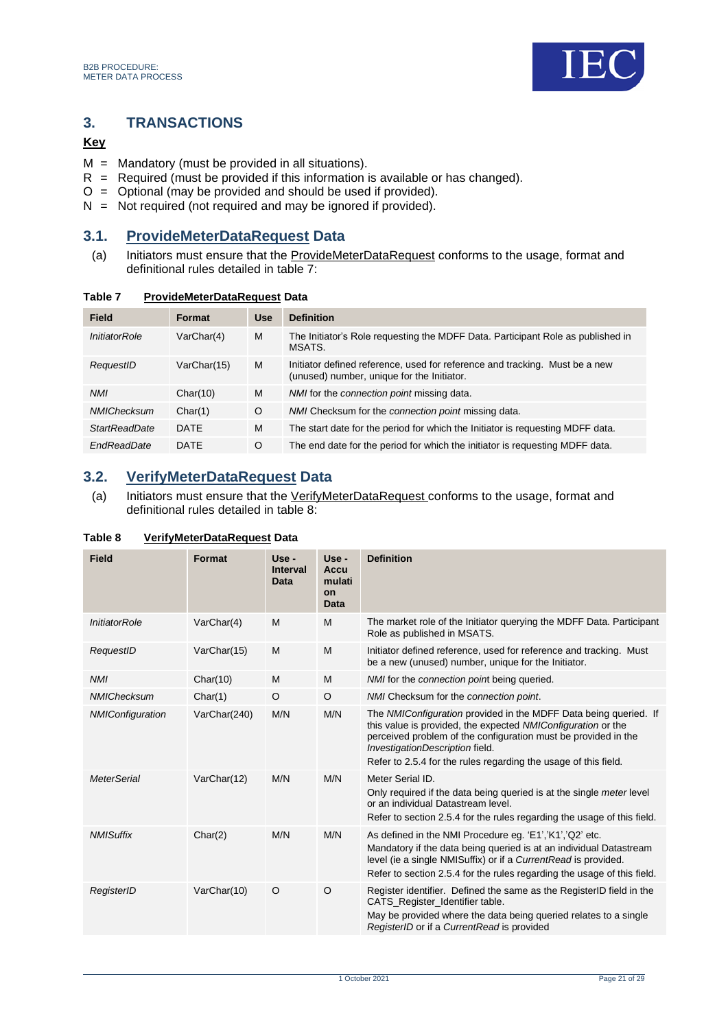## 3. TRANSACTIONS

**Key**

M = Mandatory (must be provided in all situations).
R = Required (must be provided if this information is available or has changed).
O = Optional (may be provided and should be used if provided).
N = Not required (not required and may be ignored if provided).

### 3.1. ProvideMeterDataRequest Data

(a) Initiators must ensure that the ProvideMeterDataRequest conforms to the usage, format and definitional rules detailed in table 7:

**Table 7 ProvideMeterDataRequest Data**

| Field | Format | Use | Definition |
|---|---|---|---|
| *InitiatorRole* | VarChar(4) | M | The Initiator's Role requesting the MDFF Data. Participant Role as published in MSATS. |
| *RequestID* | VarChar(15) | M | Initiator defined reference, used for reference and tracking. Must be a new (unused) number, unique for the Initiator. |
| *NMI* | Char(10) | M | *NMI* for the *connection point* missing data. |
| *NMIChecksum* | Char(1) | O | *NMI* Checksum for the *connection point* missing data. |
| *StartReadDate* | DATE | M | The start date for the period for which the Initiator is requesting MDFF data. |
| *EndReadDate* | DATE | O | The end date for the period for which the initiator is requesting MDFF data. |

### 3.2. VerifyMeterDataRequest Data

(a) Initiators must ensure that the VerifyMeterDataRequest conforms to the usage, format and definitional rules detailed in table 8:

**Table 8 VerifyMeterDataRequest Data**

| Field | Format | Use - Interval Data | Use - Accumulation Data | Definition |
|---|---|---|---|---|
| *InitiatorRole* | VarChar(4) | M | M | The market role of the Initiator querying the MDFF Data. Participant Role as published in MSATS. |
| *RequestID* | VarChar(15) | M | M | Initiator defined reference, used for reference and tracking. Must be a new (unused) number, unique for the Initiator. |
| *NMI* | Char(10) | M | M | *NMI* for the *connection point* being queried. |
| *NMIChecksum* | Char(1) | O | O | *NMI* Checksum for the *connection point*. |
| *NMIConfiguration* | VarChar(240) | M/N | M/N | The *NMIConfiguration* provided in the MDFF Data being queried. If this value is provided, the expected *NMIConfiguration* or the perceived problem of the configuration must be provided in the *InvestigationDescription* field.<br>Refer to 2.5.4 for the rules regarding the usage of this field. |
| *MeterSerial* | VarChar(12) | M/N | M/N | Meter Serial ID.<br>Only required if the data being queried is at the single *meter* level or an individual Datastream level.<br>Refer to section 2.5.4 for the rules regarding the usage of this field. |
| *NMISuffix* | Char(2) | M/N | M/N | As defined in the NMI Procedure eg. 'E1','K1','Q2' etc.<br>Mandatory if the data being queried is at an individual Datastream level (ie a single NMISuffix) or if a *CurrentRead* is provided.<br>Refer to section 2.5.4 for the rules regarding the usage of this field. |
| *RegisterID* | VarChar(10) | O | O | Register identifier. Defined the same as the RegisterID field in the CATS_Register_Identifier table.<br>May be provided where the data being queried relates to a single *RegisterID* or if a *CurrentRead* is provided |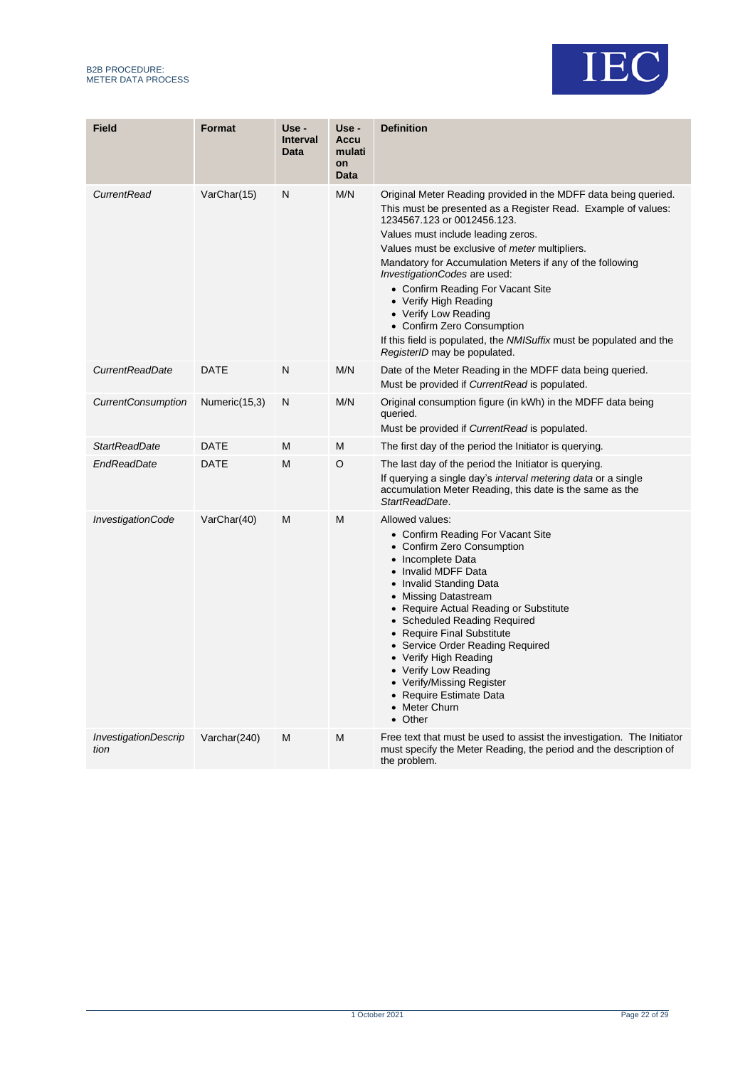| Field | Format | Use - Interval Data | Use - Accumulation Data | Definition |
|---|---|---|---|---|
| *CurrentRead* | VarChar(15) | N | M/N | Original Meter Reading provided in the MDFF data being queried.<br>This must be presented as a Register Read. Example of values: 1234567.123 or 0012456.123.<br>Values must include leading zeros.<br>Values must be exclusive of *meter* multipliers.<br>Mandatory for Accumulation Meters if any of the following *InvestigationCodes* are used:<br>• Confirm Reading For Vacant Site<br>• Verify High Reading<br>• Verify Low Reading<br>• Confirm Zero Consumption<br>If this field is populated, the *NMISuffix* must be populated and the *RegisterID* may be populated. |
| *CurrentReadDate* | DATE | N | M/N | Date of the Meter Reading in the MDFF data being queried.<br>Must be provided if *CurrentRead* is populated. |
| *CurrentConsumption* | Numeric(15,3) | N | M/N | Original consumption figure (in kWh) in the MDFF data being queried.<br>Must be provided if *CurrentRead* is populated. |
| *StartReadDate* | DATE | M | M | The first day of the period the Initiator is querying. |
| *EndReadDate* | DATE | M | O | The last day of the period the Initiator is querying.<br>If querying a single day's *interval metering data* or a single accumulation Meter Reading, this date is the same as the *StartReadDate*. |
| *InvestigationCode* | VarChar(40) | M | M | Allowed values:<br>• Confirm Reading For Vacant Site<br>• Confirm Zero Consumption<br>• Incomplete Data<br>• Invalid MDFF Data<br>• Invalid Standing Data<br>• Missing Datastream<br>• Require Actual Reading or Substitute<br>• Scheduled Reading Required<br>• Require Final Substitute<br>• Service Order Reading Required<br>• Verify High Reading<br>• Verify Low Reading<br>• Verify/Missing Register<br>• Require Estimate Data<br>• Meter Churn<br>• Other |
| *InvestigationDescription* | Varchar(240) | M | M | Free text that must be used to assist the investigation. The Initiator must specify the Meter Reading, the period and the description of the problem. |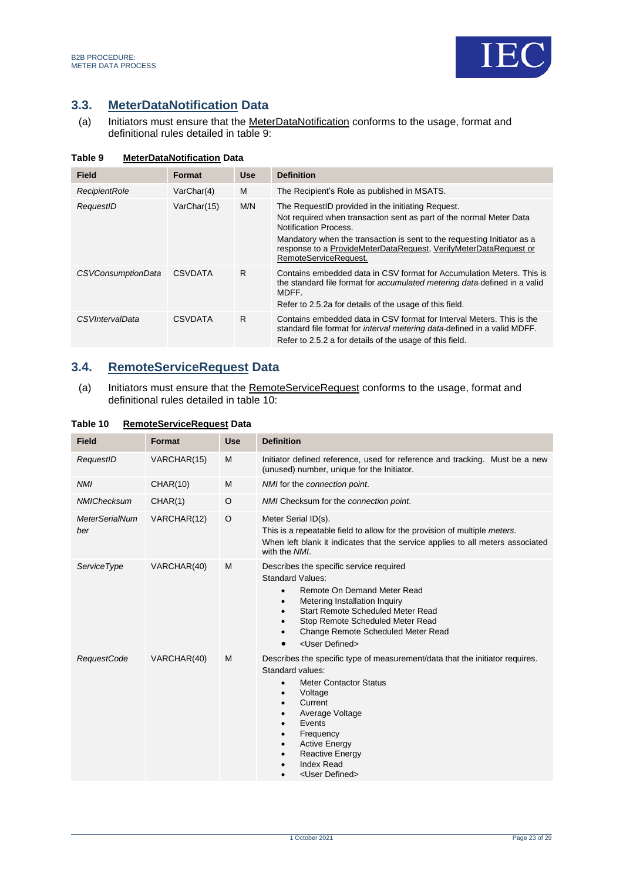## 3.3. MeterDataNotification Data

(a) Initiators must ensure that the MeterDataNotification conforms to the usage, format and definitional rules detailed in table 9:

**Table 9 MeterDataNotification Data**

| Field | Format | Use | Definition |
|---|---|---|---|
| *RecipientRole* | VarChar(4) | M | The Recipient's Role as published in MSATS. |
| *RequestID* | VarChar(15) | M/N | The RequestID provided in the initiating Request.<br>Not required when transaction sent as part of the normal Meter Data Notification Process.<br>Mandatory when the transaction is sent to the requesting Initiator as a response to a ProvideMeterDataRequest, VerifyMeterDataRequest or RemoteServiceRequest. |
| *CSVConsumptionData* | CSVDATA | R | Contains embedded data in CSV format for Accumulation Meters. This is the standard file format for *accumulated metering data* defined in a valid MDFF.<br>Refer to 2.5.2a for details of the usage of this field. |
| *CSVIntervalData* | CSVDATA | R | Contains embedded data in CSV format for Interval Meters. This is the standard file format for *interval metering data* defined in a valid MDFF.<br>Refer to 2.5.2 a for details of the usage of this field. |

## 3.4. RemoteServiceRequest Data

(a) Initiators must ensure that the RemoteServiceRequest conforms to the usage, format and definitional rules detailed in table 10:

**Table 10 RemoteServiceRequest Data**

| Field | Format | Use | Definition |
|---|---|---|---|
| *RequestID* | VARCHAR(15) | M | Initiator defined reference, used for reference and tracking. Must be a new (unused) number, unique for the Initiator. |
| *NMI* | CHAR(10) | M | *NMI* for the *connection point*. |
| *NMIChecksum* | CHAR(1) | O | *NMI* Checksum for the *connection point*. |
| *MeterSerialNumber* | VARCHAR(12) | O | Meter Serial ID(s).<br>This is a repeatable field to allow for the provision of multiple *meters*.<br>When left blank it indicates that the service applies to all meters associated with the *NMI*. |
| *ServiceType* | VARCHAR(40) | M | Describes the specific service required<br>Standard Values:<br>• Remote On Demand Meter Read<br>• Metering Installation Inquiry<br>• Start Remote Scheduled Meter Read<br>• Stop Remote Scheduled Meter Read<br>• Change Remote Scheduled Meter Read<br>• <User Defined> |
| *RequestCode* | VARCHAR(40) | M | Describes the specific type of measurement/data that the initiator requires.<br>Standard values:<br>• Meter Contactor Status<br>• Voltage<br>• Current<br>• Average Voltage<br>• Events<br>• Frequency<br>• Active Energy<br>• Reactive Energy<br>• Index Read<br>• <User Defined> |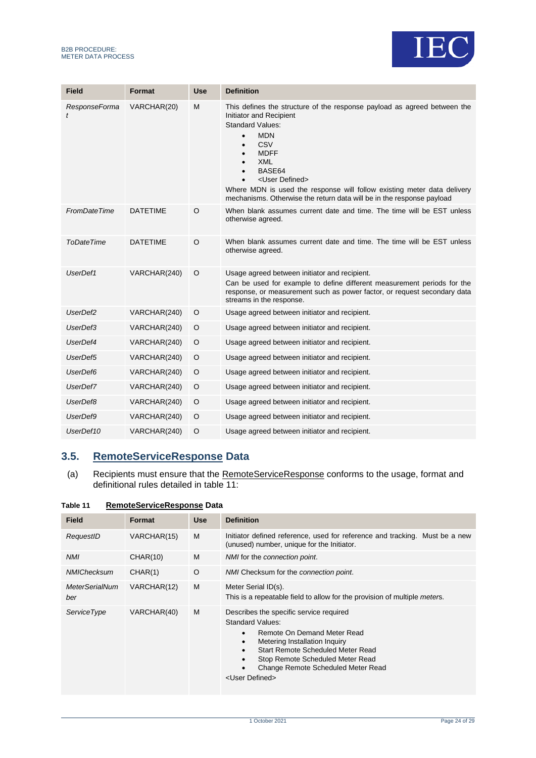| Field | Format | Use | Definition |
|---|---|---|---|
| *ResponseFormat* | VARCHAR(20) | M | This defines the structure of the response payload as agreed between the Initiator and Recipient<br>Standard Values:<br>• MDN<br>• CSV<br>• MDFF<br>• XML<br>• BASE64<br>• <User Defined><br>Where MDN is used the response will follow existing meter data delivery mechanisms. Otherwise the return data will be in the response payload |
| *FromDateTime* | DATETIME | O | When blank assumes current date and time. The time will be EST unless otherwise agreed. |
| *ToDateTime* | DATETIME | O | When blank assumes current date and time. The time will be EST unless otherwise agreed. |
| *UserDef1* | VARCHAR(240) | O | Usage agreed between initiator and recipient.<br>Can be used for example to define different measurement periods for the response, or measurement such as power factor, or request secondary data streams in the response. |
| *UserDef2* | VARCHAR(240) | O | Usage agreed between initiator and recipient. |
| *UserDef3* | VARCHAR(240) | O | Usage agreed between initiator and recipient. |
| *UserDef4* | VARCHAR(240) | O | Usage agreed between initiator and recipient. |
| *UserDef5* | VARCHAR(240) | O | Usage agreed between initiator and recipient. |
| *UserDef6* | VARCHAR(240) | O | Usage agreed between initiator and recipient. |
| *UserDef7* | VARCHAR(240) | O | Usage agreed between initiator and recipient. |
| *UserDef8* | VARCHAR(240) | O | Usage agreed between initiator and recipient. |
| *UserDef9* | VARCHAR(240) | O | Usage agreed between initiator and recipient. |
| *UserDef10* | VARCHAR(240) | O | Usage agreed between initiator and recipient. |

## 3.5. RemoteServiceResponse Data

(a) Recipients must ensure that the RemoteServiceResponse conforms to the usage, format and definitional rules detailed in table 11:

**Table 11 RemoteServiceResponse Data**

| Field | Format | Use | Definition |
|---|---|---|---|
| *RequestID* | VARCHAR(15) | M | Initiator defined reference, used for reference and tracking. Must be a new (unused) number, unique for the Initiator. |
| *NMI* | CHAR(10) | M | *NMI* for the *connection point*. |
| *NMIChecksum* | CHAR(1) | O | *NMI* Checksum for the *connection point*. |
| *MeterSerialNumber* | VARCHAR(12) | M | Meter Serial ID(s).<br>This is a repeatable field to allow for the provision of multiple *meters*. |
| *ServiceType* | VARCHAR(40) | M | Describes the specific service required<br>Standard Values:<br>• Remote On Demand Meter Read<br>• Metering Installation Inquiry<br>• Start Remote Scheduled Meter Read<br>• Stop Remote Scheduled Meter Read<br>• Change Remote Scheduled Meter Read<br><User Defined> |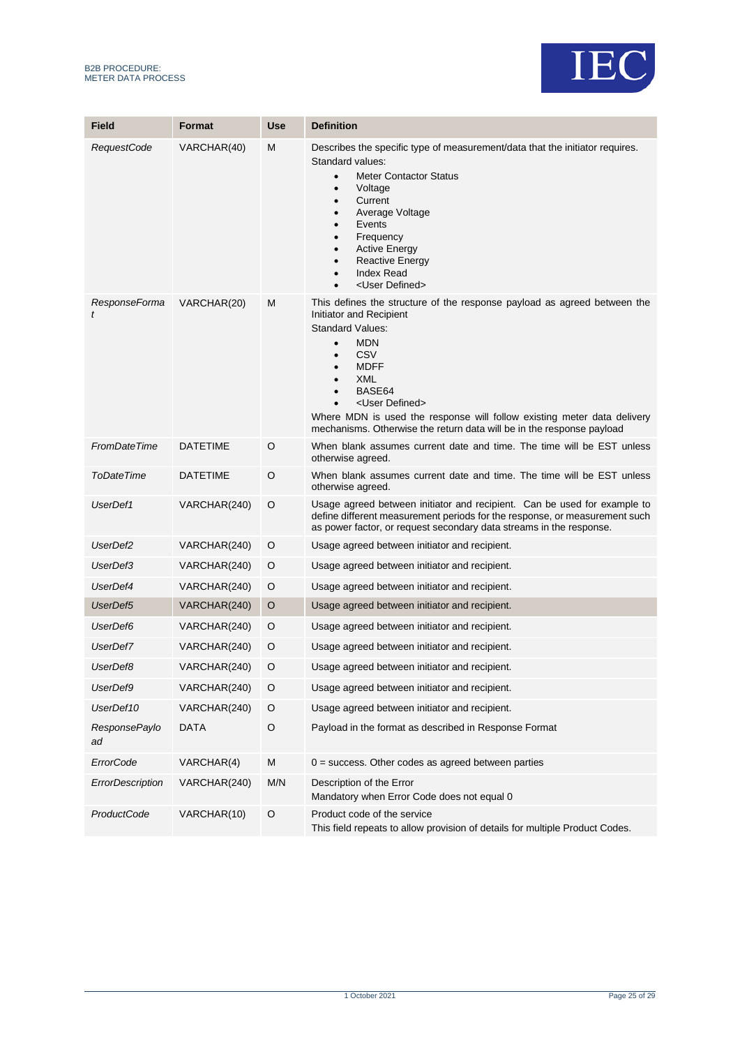| Field | Format | Use | Definition |
|---|---|---|---|
| *RequestCode* | VARCHAR(40) | M | Describes the specific type of measurement/data that the initiator requires.<br>Standard values:<br>• Meter Contactor Status<br>• Voltage<br>• Current<br>• Average Voltage<br>• Events<br>• Frequency<br>• Active Energy<br>• Reactive Energy<br>• Index Read<br>• <User Defined> |
| *ResponseFormat* | VARCHAR(20) | M | This defines the structure of the response payload as agreed between the Initiator and Recipient<br>Standard Values:<br>• MDN<br>• CSV<br>• MDFF<br>• XML<br>• BASE64<br>• <User Defined><br>Where MDN is used the response will follow existing meter data delivery mechanisms. Otherwise the return data will be in the response payload |
| *FromDateTime* | DATETIME | O | When blank assumes current date and time. The time will be EST unless otherwise agreed. |
| *ToDateTime* | DATETIME | O | When blank assumes current date and time. The time will be EST unless otherwise agreed. |
| *UserDef1* | VARCHAR(240) | O | Usage agreed between initiator and recipient. Can be used for example to define different measurement periods for the response, or measurement such as power factor, or request secondary data streams in the response. |
| *UserDef2* | VARCHAR(240) | O | Usage agreed between initiator and recipient. |
| *UserDef3* | VARCHAR(240) | O | Usage agreed between initiator and recipient. |
| *UserDef4* | VARCHAR(240) | O | Usage agreed between initiator and recipient. |
| *UserDef5* | VARCHAR(240) | O | Usage agreed between initiator and recipient. |
| *UserDef6* | VARCHAR(240) | O | Usage agreed between initiator and recipient. |
| *UserDef7* | VARCHAR(240) | O | Usage agreed between initiator and recipient. |
| *UserDef8* | VARCHAR(240) | O | Usage agreed between initiator and recipient. |
| *UserDef9* | VARCHAR(240) | O | Usage agreed between initiator and recipient. |
| *UserDef10* | VARCHAR(240) | O | Usage agreed between initiator and recipient. |
| *ResponsePayload* | DATA | O | Payload in the format as described in Response Format |
| *ErrorCode* | VARCHAR(4) | M | 0 = success. Other codes as agreed between parties |
| *ErrorDescription* | VARCHAR(240) | M/N | Description of the Error<br>Mandatory when Error Code does not equal 0 |
| *ProductCode* | VARCHAR(10) | O | Product code of the service<br>This field repeats to allow provision of details for multiple Product Codes. |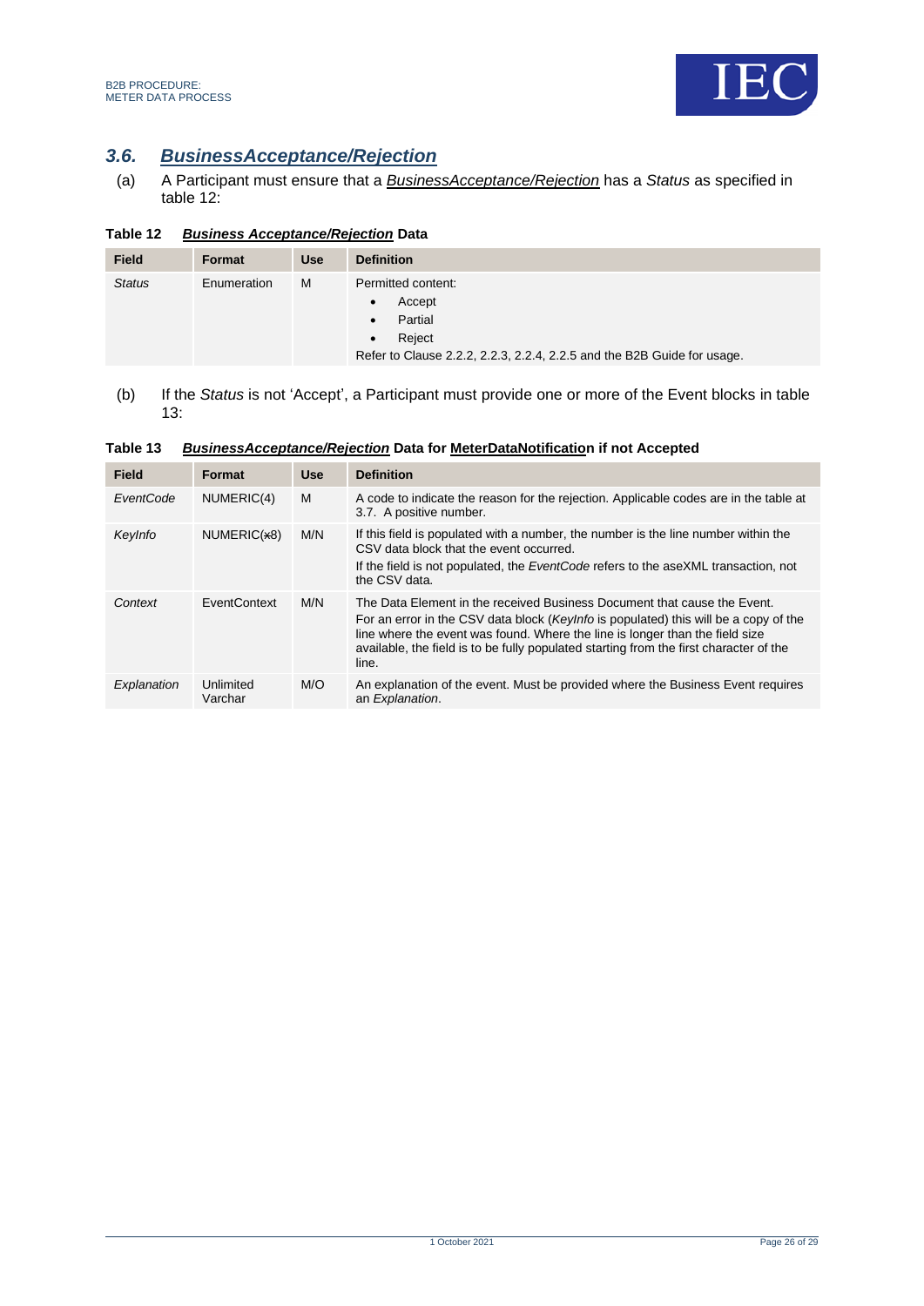## 3.6. *BusinessAcceptance/Rejection*

(a) A Participant must ensure that a *BusinessAcceptance/Rejection* has a *Status* as specified in table 12:

**Table 12 *Business Acceptance/Rejection* Data**

| Field | Format | Use | Definition |
|---|---|---|---|
| *Status* | Enumeration | M | Permitted content:<br>• Accept<br>• Partial<br>• Reject<br>Refer to Clause 2.2.2, 2.2.3, 2.2.4, 2.2.5 and the B2B Guide for usage. |

(b) If the *Status* is not 'Accept', a Participant must provide one or more of the Event blocks in table 13:

**Table 13 *BusinessAcceptance/Rejection* Data for MeterDataNotification if not Accepted**

| Field | Format | Use | Definition |
|---|---|---|---|
| *EventCode* | NUMERIC(4) | M | A code to indicate the reason for the rejection. Applicable codes are in the table at 3.7. A positive number. |
| *KeyInfo* | NUMERIC(~~x~~8) | M/N | If this field is populated with a number, the number is the line number within the CSV data block that the event occurred.<br>If the field is not populated, the *EventCode* refers to the aseXML transaction, not the CSV data. |
| *Context* | EventContext | M/N | The Data Element in the received Business Document that cause the Event.<br>For an error in the CSV data block (*KeyInfo* is populated) this will be a copy of the line where the event was found. Where the line is longer than the field size available, the field is to be fully populated starting from the first character of the line. |
| *Explanation* | Unlimited Varchar | M/O | An explanation of the event. Must be provided where the Business Event requires an *Explanation*. |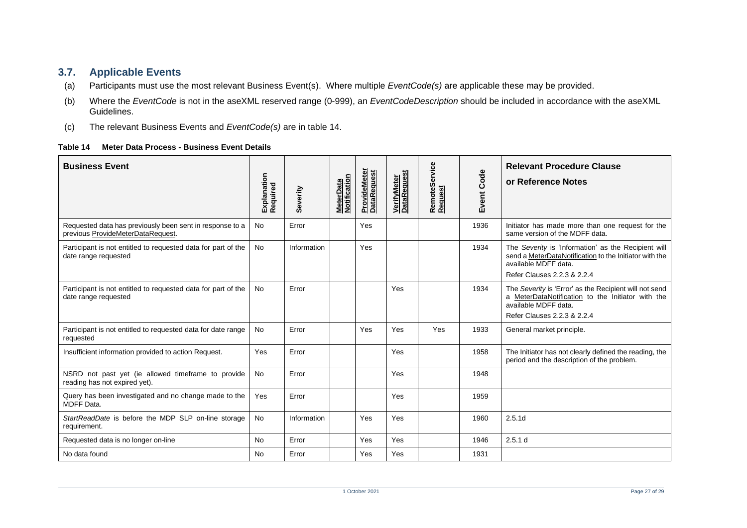## 3.7. Applicable Events

(a) Participants must use the most relevant Business Event(s). Where multiple *EventCode(s)* are applicable these may be provided.

(b) Where the *EventCode* is not in the aseXML reserved range (0-999), an *EventCodeDescription* should be included in accordance with the aseXML Guidelines.

(c) The relevant Business Events and *EventCode(s)* are in table 14.

**Table 14 Meter Data Process - Business Event Details**

| Business Event | Explanation Required | Severity | MeterData Notification | ProvideMeter DataRequest | VerifyMeter DataRequest | RemoteService Request | Event Code | Relevant Procedure Clause or Reference Notes |
|---|---|---|---|---|---|---|---|---|
| Requested data has previously been sent in response to a previous ProvideMeterDataRequest. | No | Error | | Yes | | | 1936 | Initiator has made more than one request for the same version of the MDFF data. |
| Participant is not entitled to requested data for part of the date range requested | No | Information | | Yes | | | 1934 | The *Severity* is 'Information' as the Recipient will send a MeterDataNotification to the Initiator with the available MDFF data.<br>Refer Clauses 2.2.3 & 2.2.4 |
| Participant is not entitled to requested data for part of the date range requested | No | Error | | | Yes | | 1934 | The *Severity* is 'Error' as the Recipient will not send a MeterDataNotification to the Initiator with the available MDFF data.<br>Refer Clauses 2.2.3 & 2.2.4 |
| Participant is not entitled to requested data for date range requested | No | Error | | Yes | Yes | Yes | 1933 | General market principle. |
| Insufficient information provided to action Request. | Yes | Error | | | Yes | | 1958 | The Initiator has not clearly defined the reading, the period and the description of the problem. |
| NSRD not past yet (ie allowed timeframe to provide reading has not expired yet). | No | Error | | | Yes | | 1948 | |
| Query has been investigated and no change made to the MDFF Data. | Yes | Error | | | Yes | | 1959 | |
| *StartReadDate* is before the MDP SLP on-line storage requirement. | No | Information | | Yes | Yes | | 1960 | 2.5.1d |
| Requested data is no longer on-line | No | Error | | Yes | Yes | | 1946 | 2.5.1 d |
| No data found | No | Error | | Yes | Yes | | 1931 | |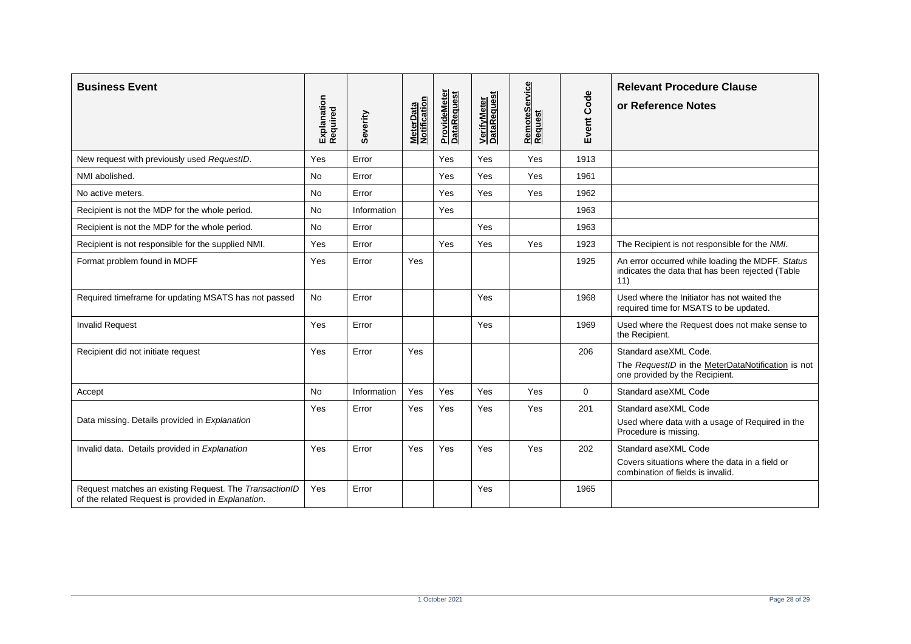| Business Event | Explanation Required | Severity | MeterData Notification | ProvideMeter DataRequest | VerifyMeter DataRequest | RemoteService Request | Event Code | Relevant Procedure Clause or Reference Notes |
|---|---|---|---|---|---|---|---|---|
| New request with previously used *RequestID*. | Yes | Error | | Yes | Yes | Yes | 1913 | |
| NMI abolished. | No | Error | | Yes | Yes | Yes | 1961 | |
| No active meters. | No | Error | | Yes | Yes | Yes | 1962 | |
| Recipient is not the MDP for the whole period. | No | Information | | Yes | | | 1963 | |
| Recipient is not the MDP for the whole period. | No | Error | | | Yes | | 1963 | |
| Recipient is not responsible for the supplied NMI. | Yes | Error | | Yes | Yes | Yes | 1923 | The Recipient is not responsible for the *NMI*. |
| Format problem found in MDFF | Yes | Error | Yes | | | | 1925 | An error occurred while loading the MDFF. *Status* indicates the data that has been rejected (Table 11) |
| Required timeframe for updating MSATS has not passed | No | Error | | | Yes | | 1968 | Used where the Initiator has not waited the required time for MSATS to be updated. |
| Invalid Request | Yes | Error | | | Yes | | 1969 | Used where the Request does not make sense to the Recipient. |
| Recipient did not initiate request | Yes | Error | Yes | | | | 206 | Standard aseXML Code.<br>The *RequestID* in the MeterDataNotification is not one provided by the Recipient. |
| Accept | No | Information | Yes | Yes | Yes | Yes | 0 | Standard aseXML Code |
| Data missing. Details provided in *Explanation* | Yes | Error | Yes | Yes | Yes | Yes | 201 | Standard aseXML Code<br>Used where data with a usage of Required in the Procedure is missing. |
| Invalid data. Details provided in *Explanation* | Yes | Error | Yes | Yes | Yes | Yes | 202 | Standard aseXML Code<br>Covers situations where the data in a field or combination of fields is invalid. |
| Request matches an existing Request. The *TransactionID* of the related Request is provided in *Explanation*. | Yes | Error | | | Yes | | 1965 | |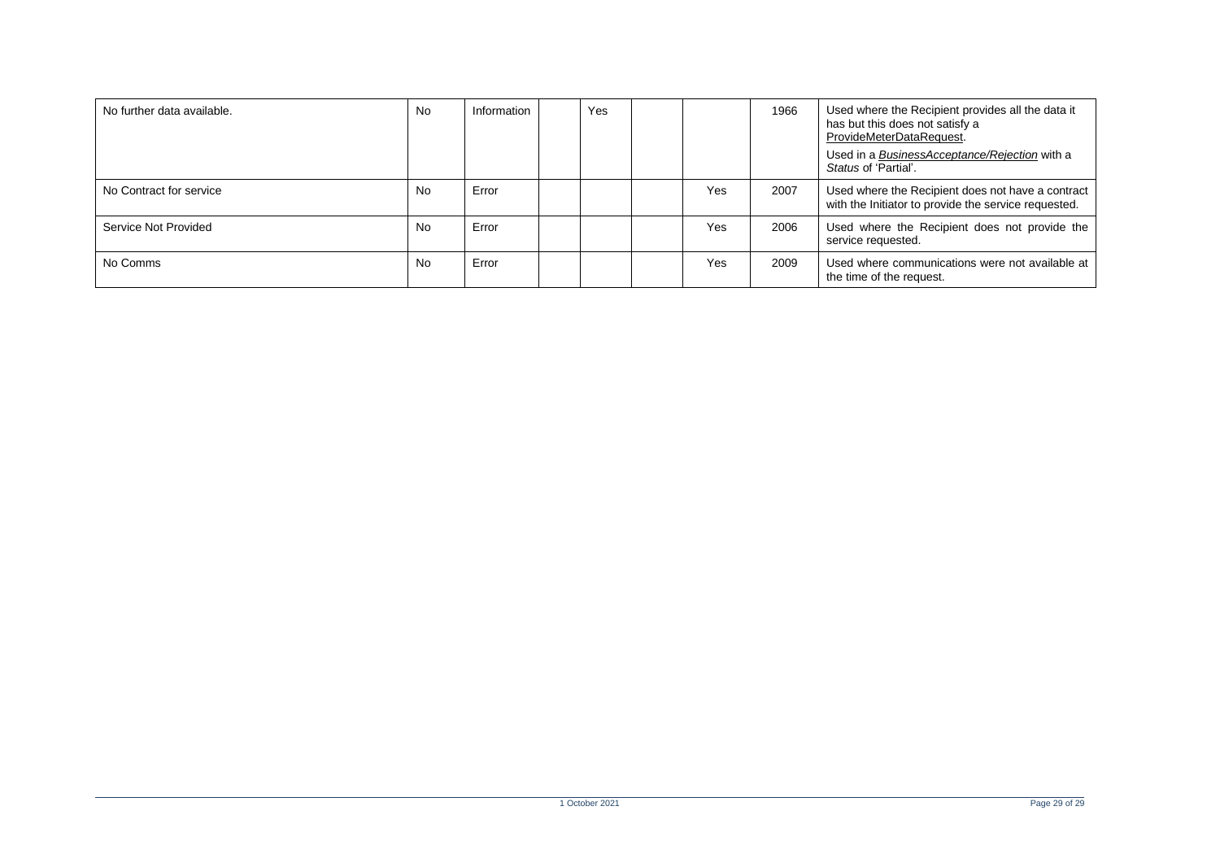| | | | | | | | | |
|---|---|---|---|---|---|---|---|---|
| No further data available. | No | Information | | Yes | | | 1966 | Used where the Recipient provides all the data it has but this does not satisfy a ProvideMeterDataRequest.<br>Used in a *BusinessAcceptance/Rejection* with a *Status* of 'Partial'. |
| No Contract for service | No | Error | | | | Yes | 2007 | Used where the Recipient does not have a contract with the Initiator to provide the service requested. |
| Service Not Provided | No | Error | | | | Yes | 2006 | Used where the Recipient does not provide the service requested. |
| No Comms | No | Error | | | | Yes | 2009 | Used where communications were not available at the time of the request. |